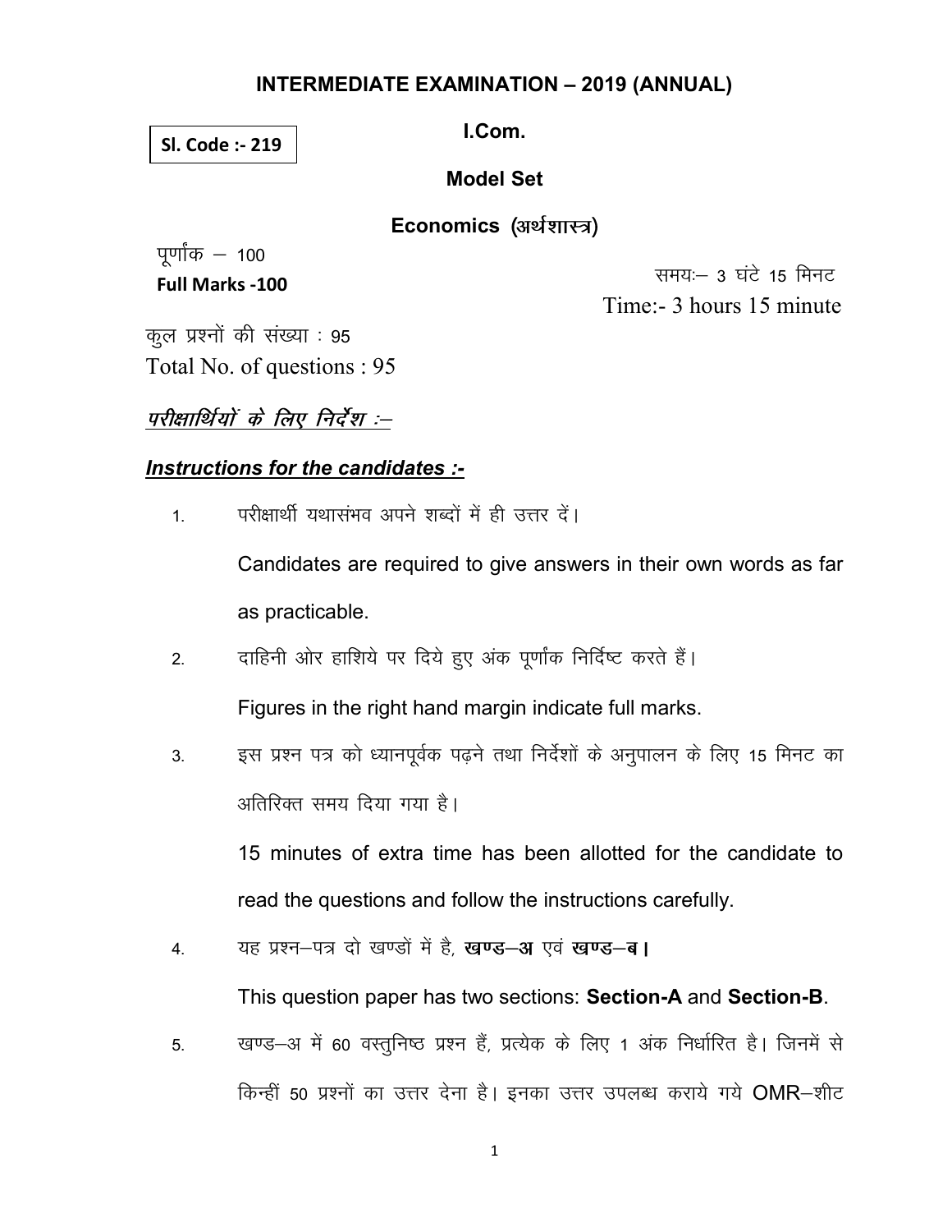# INTERMEDIATE EXAMINATION – 2019 (ANNUAL)

**Sl. Code :- 219**

**I.Com.**

**Model Set**

**Economics (अर्थशास्त्र)**

पूर्णांक – 100

**Full Marks -100**

समयः– 3 घंटे 15 मिनट

Time:- 3 hours 15 minute

कुल प्रश्नों की संख्या : 95

Total No. of questions : 95

***परीक्षार्थियों के लिए निर्देश :–***

***Instructions for the candidates :-***

1. परीक्षार्थी यथासंभव अपने शब्दों में ही उत्तर दें।

   Candidates are required to give answers in their own words as far as practicable.

2. दाहिनी ओर हाशिये पर दिये हुए अंक पूर्णांक निर्दिष्ट करते हैं।

   Figures in the right hand margin indicate full marks.

3. इस प्रश्न पत्र को ध्यानपूर्वक पढ़ने तथा निर्देशों के अनुपालन के लिए 15 मिनट का अतिरिक्त समय दिया गया है।

   15 minutes of extra time has been allotted for the candidate to read the questions and follow the instructions carefully.

4. यह प्रश्न–पत्र दो खण्डों में है, **खण्ड–अ** एवं **खण्ड–ब।**

   This question paper has two sections: **Section-A** and **Section-B**.

5. खण्ड–अ में 60 वस्तुनिष्ठ प्रश्न हैं, प्रत्येक के लिए 1 अंक निर्धारित है। जिनमें से किन्हीं 50 प्रश्नों का उत्तर देना है। इनका उत्तर उपलब्ध कराये गये OMR–शीट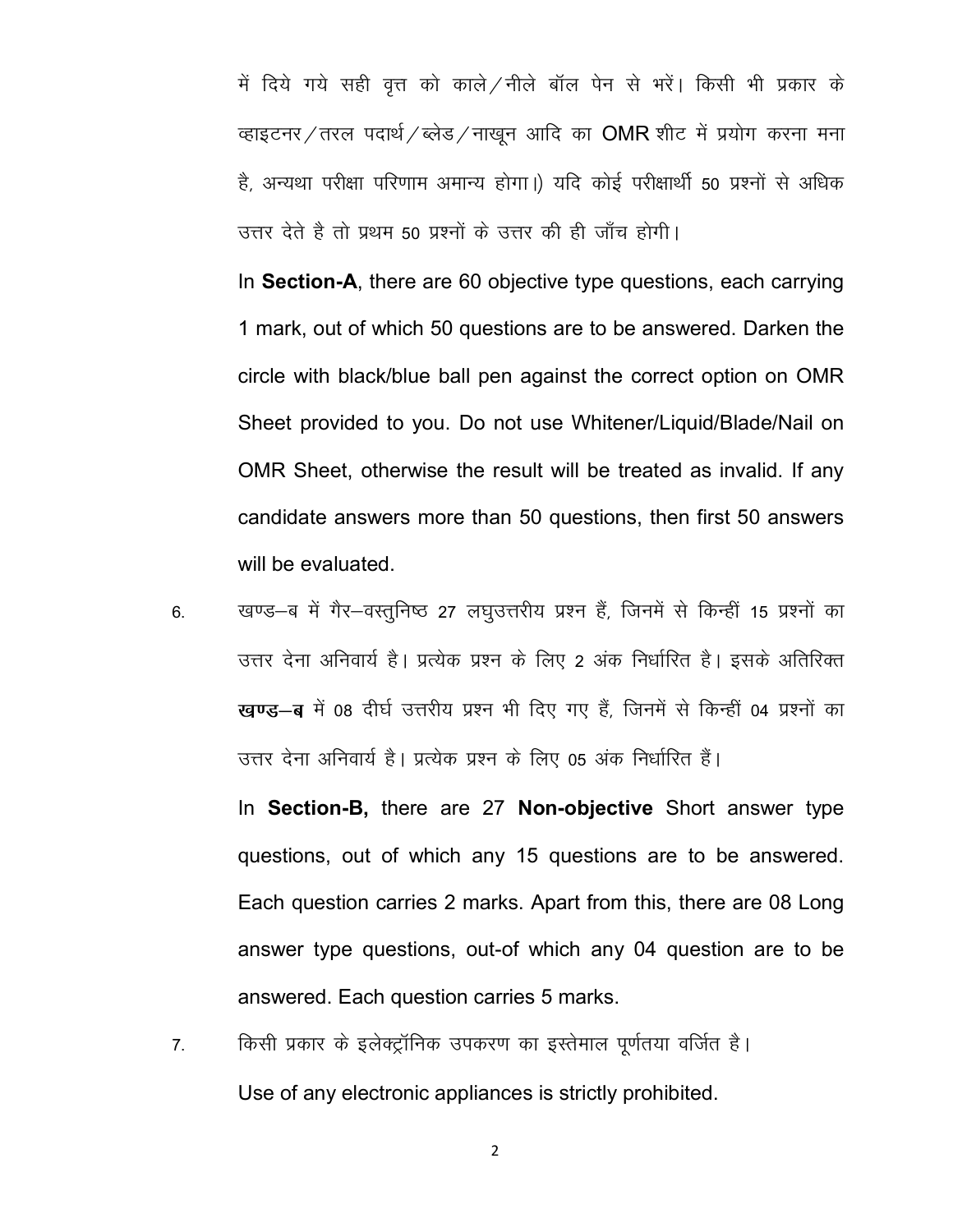में दिये गये सही वृत्त को काले/नीले बॉल पेन से भरें। किसी भी प्रकार के व्हाइटनर/तरल पदार्थ/ब्लेड/नाखून आदि का OMR शीट में प्रयोग करना मना है, अन्यथा परीक्षा परिणाम अमान्य होगा।) यदि कोई परीक्षार्थी 50 प्रश्नों से अधिक उत्तर देते है तो प्रथम 50 प्रश्नों के उत्तर की ही जाँच होगी।

In **Section-A**, there are 60 objective type questions, each carrying 1 mark, out of which 50 questions are to be answered. Darken the circle with black/blue ball pen against the correct option on OMR Sheet provided to you. Do not use Whitener/Liquid/Blade/Nail on OMR Sheet, otherwise the result will be treated as invalid. If any candidate answers more than 50 questions, then first 50 answers will be evaluated.

6. खण्ड–ब में गैर–वस्तुनिष्ठ 27 लघुउत्तरीय प्रश्न हैं, जिनमें से किन्हीं 15 प्रश्नों का उत्तर देना अनिवार्य है। प्रत्येक प्रश्न के लिए 2 अंक निर्धारित है। इसके अतिरिक्त **खण्ड–ब** में 08 दीर्घ उत्तरीय प्रश्न भी दिए गए हैं, जिनमें से किन्हीं 04 प्रश्नों का उत्तर देना अनिवार्य है। प्रत्येक प्रश्न के लिए 05 अंक निर्धारित हैं।

   In **Section-B,** there are 27 **Non-objective** Short answer type questions, out of which any 15 questions are to be answered. Each question carries 2 marks. Apart from this, there are 08 Long answer type questions, out-of which any 04 question are to be answered. Each question carries 5 marks.

7. किसी प्रकार के इलेक्ट्रॉनिक उपकरण का इस्तेमाल पूर्णतया वर्जित है।

   Use of any electronic appliances is strictly prohibited.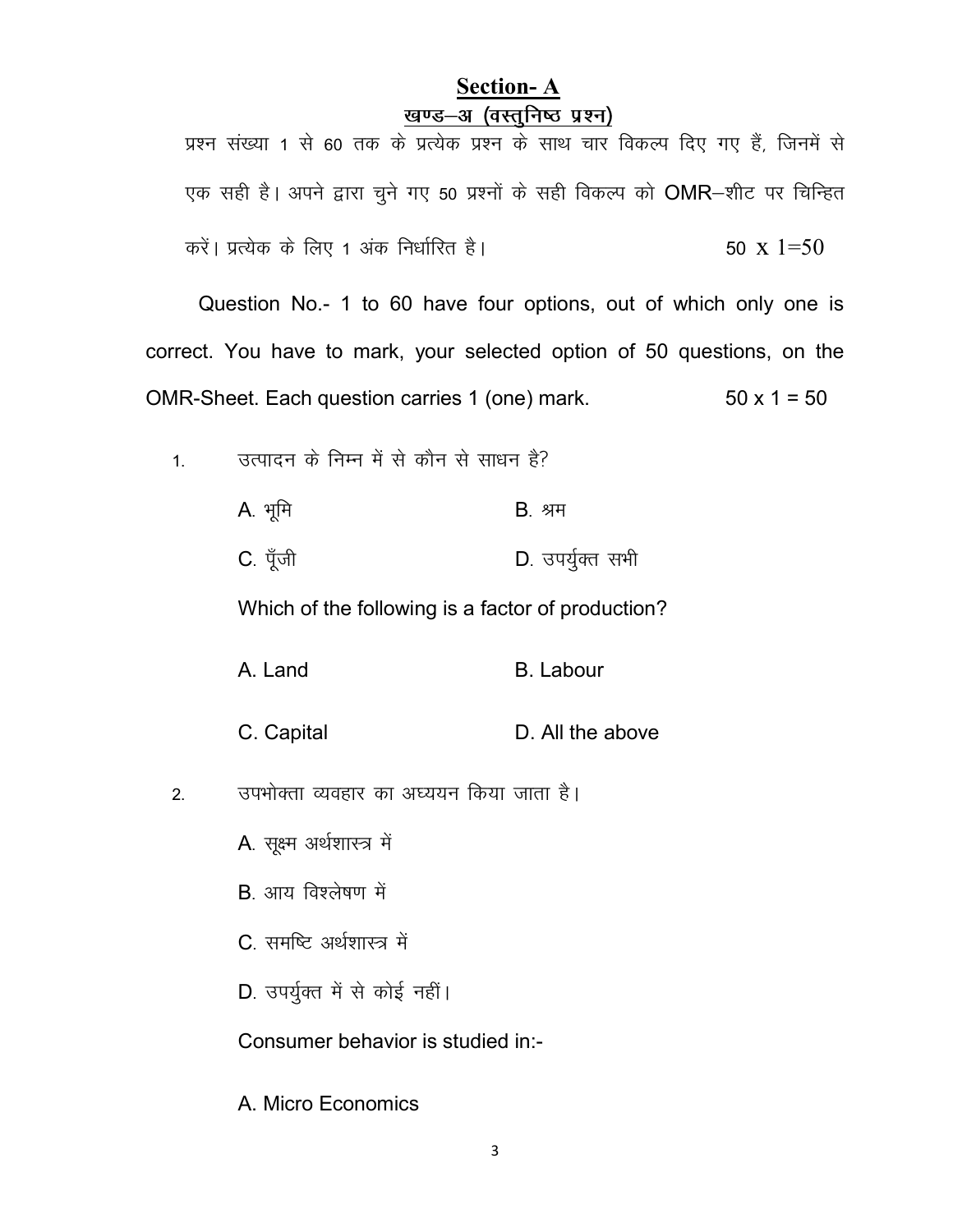## Section- A

### खण्ड–अ (वस्तुनिष्ठ प्रश्न)

प्रश्न संख्या 1 से 60 तक के प्रत्येक प्रश्न के साथ चार विकल्प दिए गए हैं, जिनमें से एक सही है। अपने द्वारा चुने गए 50 प्रश्नों के सही विकल्प को OMR–शीट पर चिन्हित करें। प्रत्येक के लिए 1 अंक निर्धारित है। 50 x 1=50

Question No.- 1 to 60 have four options, out of which only one is correct. You have to mark, your selected option of 50 questions, on the OMR-Sheet. Each question carries 1 (one) mark. 50 x 1 = 50

1. उत्पादन के निम्न में से कौन से साधन है?

   A. भूमि B. श्रम

   C. पूँजी D. उपर्युक्त सभी

   Which of the following is a factor of production?

   A. Land B. Labour

   C. Capital D. All the above

2. उपभोक्ता व्यवहार का अध्ययन किया जाता है।

   A. सूक्ष्म अर्थशास्त्र में

   B. आय विश्लेषण में

   C. समष्टि अर्थशास्त्र में

   D. उपर्युक्त में से कोई नहीं।

   Consumer behavior is studied in:-

   A. Micro Economics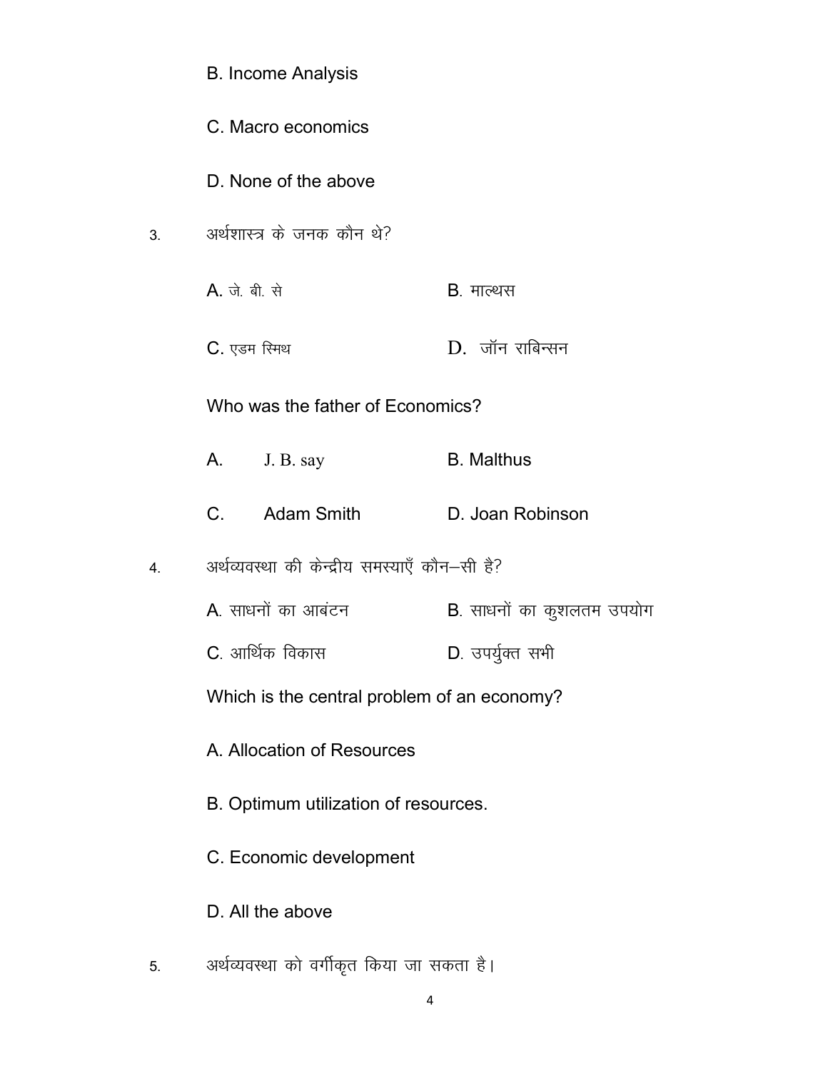B. Income Analysis

C. Macro economics

D. None of the above

3. अर्थशास्त्र के जनक कौन थे?

A. जे. बी. से — B. माल्थस

C. एडम स्मिथ — D. जॉन राबिन्सन

Who was the father of Economics?

A. J. B. say — B. Malthus

C. Adam Smith — D. Joan Robinson

4. अर्थव्यवस्था की केन्द्रीय समस्याएँ कौन–सी है?

A. साधनों का आबंटन — B. साधनों का कुशलतम उपयोग

C. आर्थिक विकास — D. उपर्युक्त सभी

Which is the central problem of an economy?

A. Allocation of Resources

B. Optimum utilization of resources.

C. Economic development

D. All the above

5. अर्थव्यवस्था को वर्गीकृत किया जा सकता है।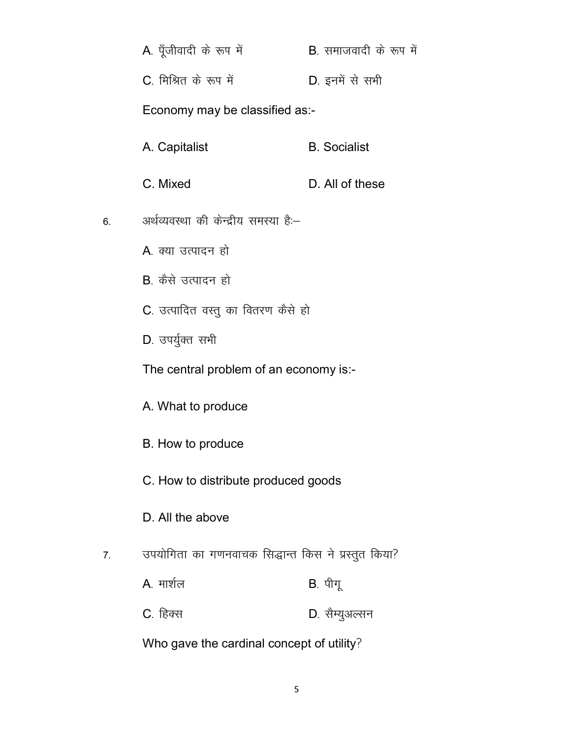A. पूँजीवादी के रूप में B. समाजवादी के रूप में

C. मिश्रित के रूप में D. इनमें से सभी

Economy may be classified as:-

A. Capitalist B. Socialist

C. Mixed D. All of these

6. अर्थव्यवस्था की केन्द्रीय समस्या हैः–

A. क्या उत्पादन हो

B. कैसे उत्पादन हो

C. उत्पादित वस्तु का वितरण कैसे हो

D. उपर्युक्त सभी

The central problem of an economy is:-

A. What to produce

B. How to produce

C. How to distribute produced goods

D. All the above

7. उपयोगिता का गणनवाचक सिद्धान्त किस ने प्रस्तुत किया?

A. मार्शल B. पीगू

C. हिक्स D. सैम्युअल्सन

Who gave the cardinal concept of utility?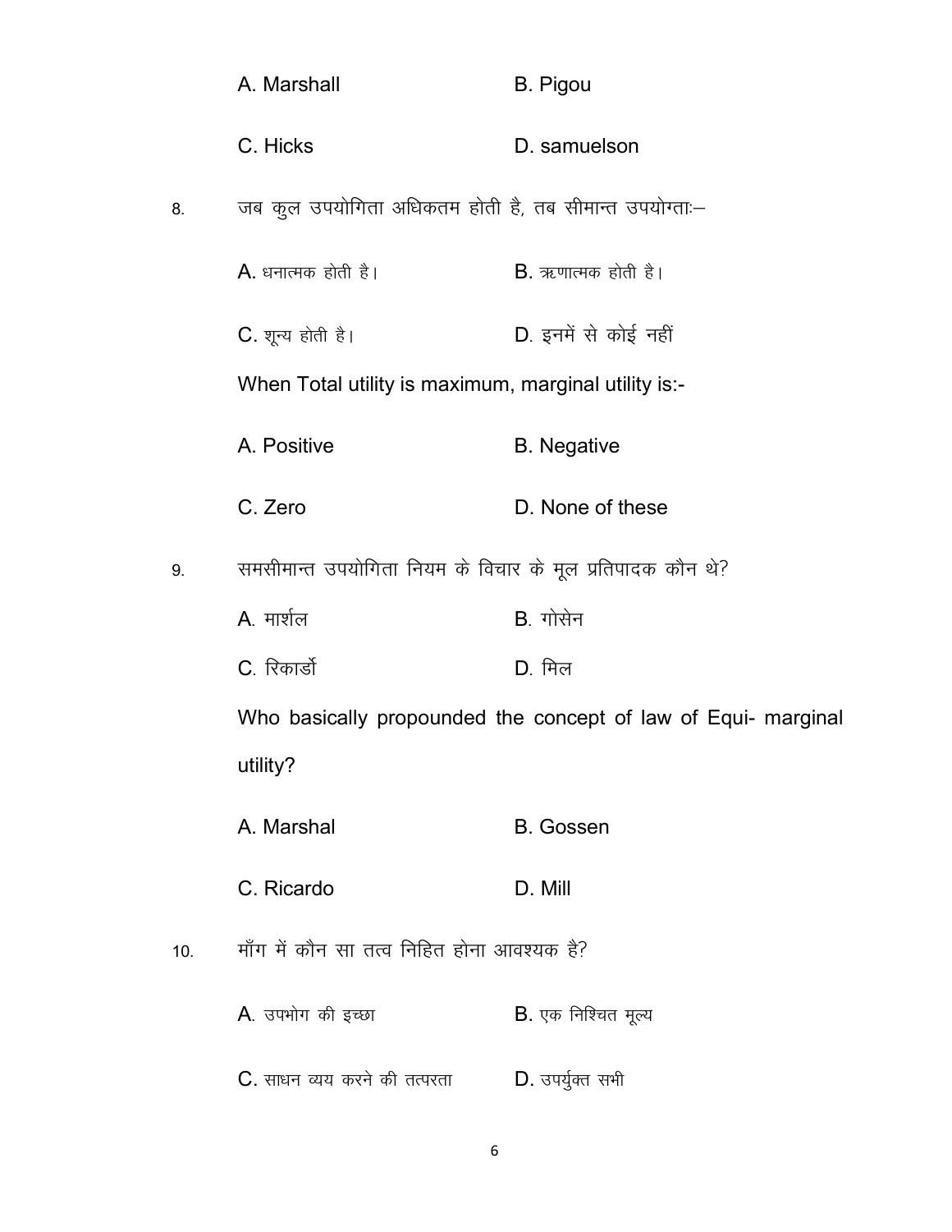A. Marshall B. Pigou

C. Hicks D. samuelson

8. जब कुल उपयोगिता अधिकतम होती है, तब सीमान्त उपयोग्ताः–

A. धनात्मक होती है। B. ऋणात्मक होती है।

C. शून्य होती है। D. इनमें से कोई नहीं

When Total utility is maximum, marginal utility is:-

A. Positive B. Negative

C. Zero D. None of these

9. समसीमान्त उपयोगिता नियम के विचार के मूल प्रतिपादक कौन थे?

A. मार्शल B. गोसेन

C. रिकार्डो D. मिल

Who basically propounded the concept of law of Equi- marginal utility?

A. Marshal B. Gossen

C. Ricardo D. Mill

10. माँग में कौन सा तत्व निहित होना आवश्यक है?

A. उपभोग की इच्छा B. एक निश्चित मूल्य

C. साधन व्यय करने की तत्परता D. उपर्युक्त सभी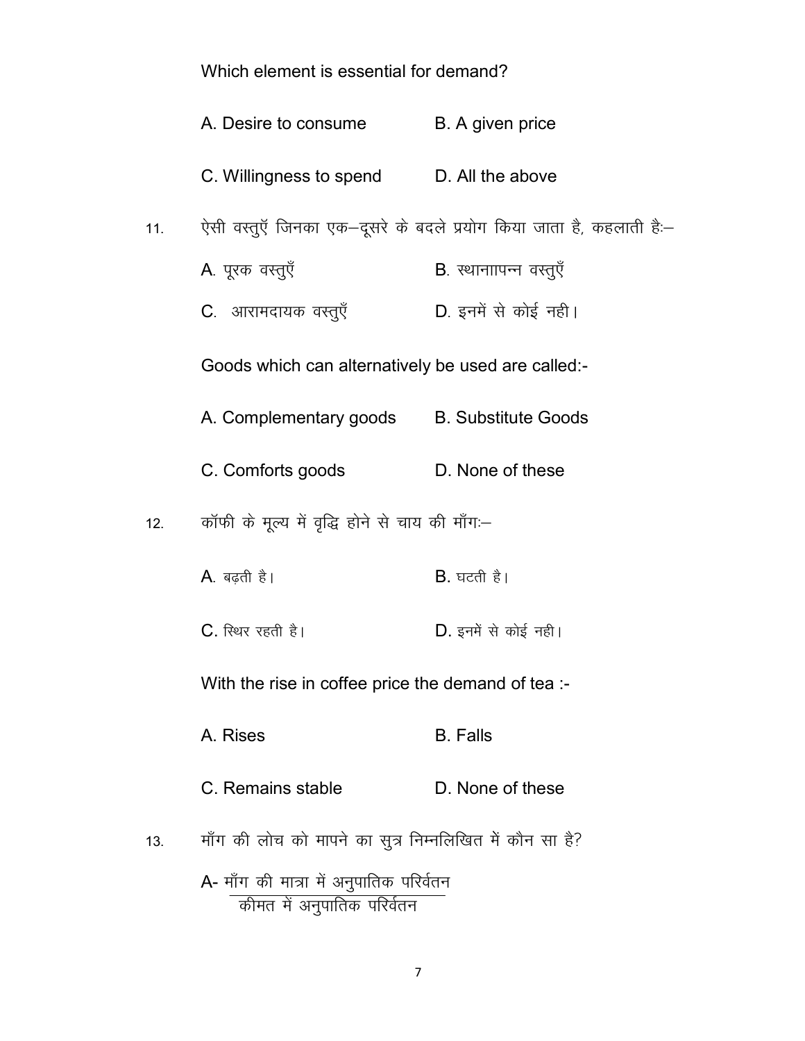Which element is essential for demand?

A. Desire to consume    B. A given price

C. Willingness to spend    D. All the above

11. ऐसी वस्तुऍ जिनका एक–दूसरे के बदले प्रयोग किया जाता है, कहलाती है:–

A. पूरक वस्तुएँ    B. स्थानापन्न वस्तुएँ

C. आरामदायक वस्तुएँ    D. इनमें से कोई नही।

Goods which can alternatively be used are called:-

A. Complementary goods    B. Substitute Goods

C. Comforts goods    D. None of these

12. कॉफी के मूल्य में वृद्धि होने से चाय की माँग:–

A. बढ़ती है।    B. घटती है।

C. स्थिर रहती है।    D. इनमें से कोई नही।

With the rise in coffee price the demand of tea :-

A. Rises    B. Falls

C. Remains stable    D. None of these

13. माँग की लोच को मापने का सुत्र निम्नलिखित में कौन सा है?

A- $\dfrac{\text{माँग की मात्रा में अनुपातिक परिर्वतन}}{\text{कीमत में अनुपातिक परिर्वतन}}$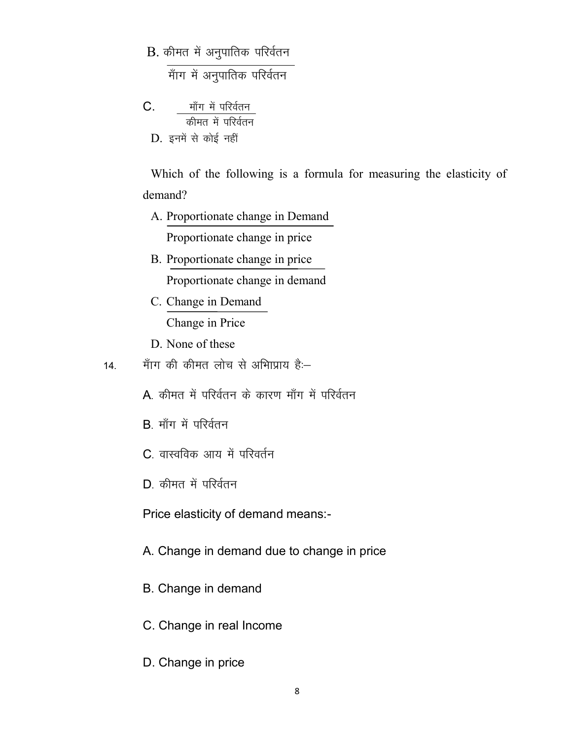B. $\dfrac{\text{कीमत में अनुपातिक परिर्वतन}}{\text{माँग में अनुपातिक परिर्वतन}}$

C. $\dfrac{\text{माँग में परिर्वतन}}{\text{कीमत में परिर्वतन}}$

D. इनमें से कोई नहीं

Which of the following is a formula for measuring the elasticity of demand?

A. $\dfrac{\text{Proportionate change in Demand}}{\text{Proportionate change in price}}$

B. $\dfrac{\text{Proportionate change in price}}{\text{Proportionate change in demand}}$

C. $\dfrac{\text{Change in Demand}}{\text{Change in Price}}$

D. None of these

14. माँग की कीमत लोच से अभिप्राय हैः–

A. कीमत में परिर्वतन के कारण माँग में परिर्वतन

B. माँग में परिर्वतन

C. वास्वविक आय में परिवर्तन

D. कीमत में परिर्वतन

Price elasticity of demand means:-

A. Change in demand due to change in price

B. Change in demand

C. Change in real Income

D. Change in price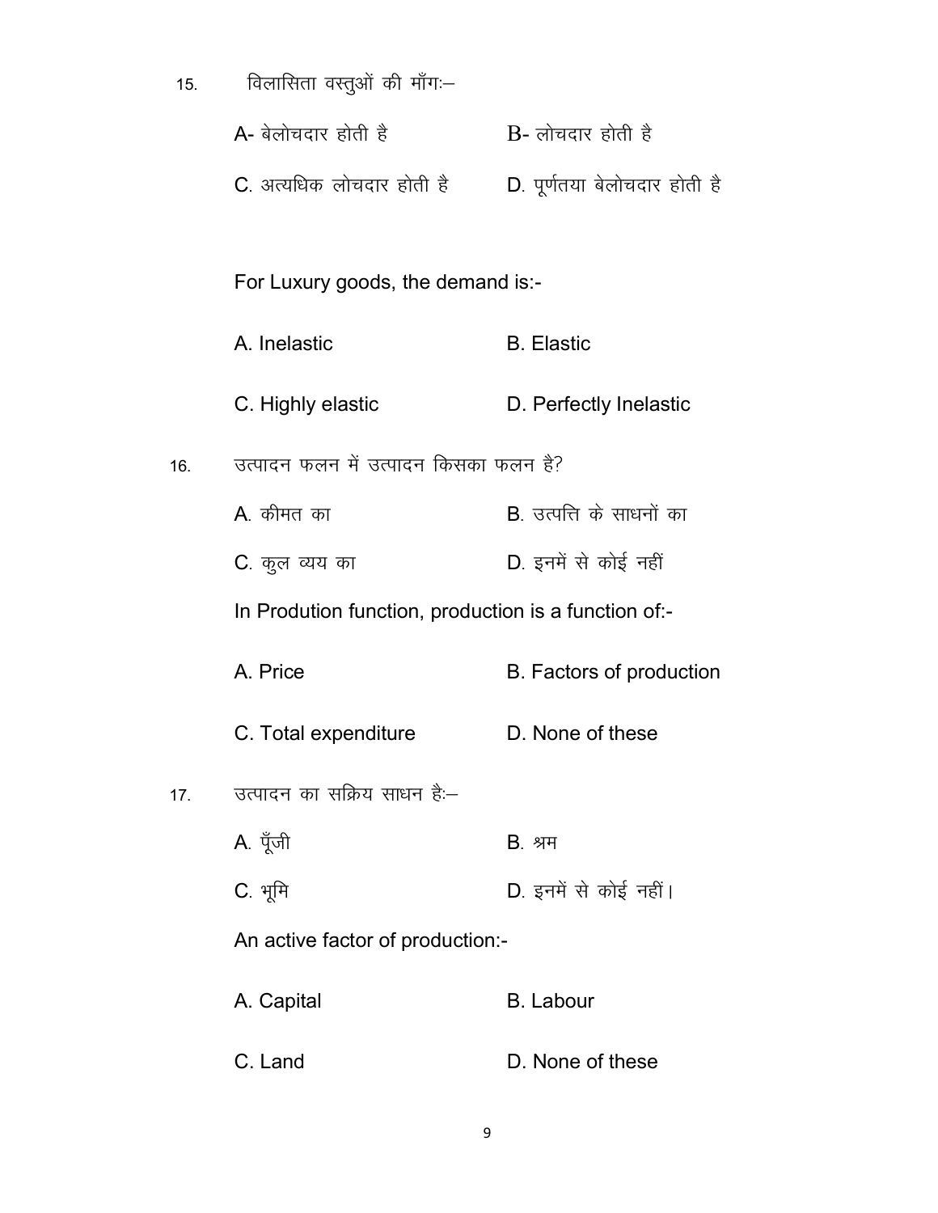15. विलासिता वस्तुओं की माँगः–

A- बेलोचदार होती है　　　B- लोचदार होती है

C. अत्यधिक लोचदार होती है　　　D. पूर्णतया बेलोचदार होती है

For Luxury goods, the demand is:-

A. Inelastic　　　B. Elastic

C. Highly elastic　　　D. Perfectly Inelastic

16. उत्पादन फलन में उत्पादन किसका फलन है?

A. कीमत का　　　B. उत्पत्ति के साधनों का

C. कुल व्यय का　　　D. इनमें से कोई नहीं

In Prodution function, production is a function of:-

A. Price　　　B. Factors of production

C. Total expenditure　　　D. None of these

17. उत्पादन का सक्रिय साधन हैः–

A. पूँजी　　　B. श्रम

C. भूमि　　　D. इनमें से कोई नहीं।

An active factor of production:-

A. Capital　　　B. Labour

C. Land　　　D. None of these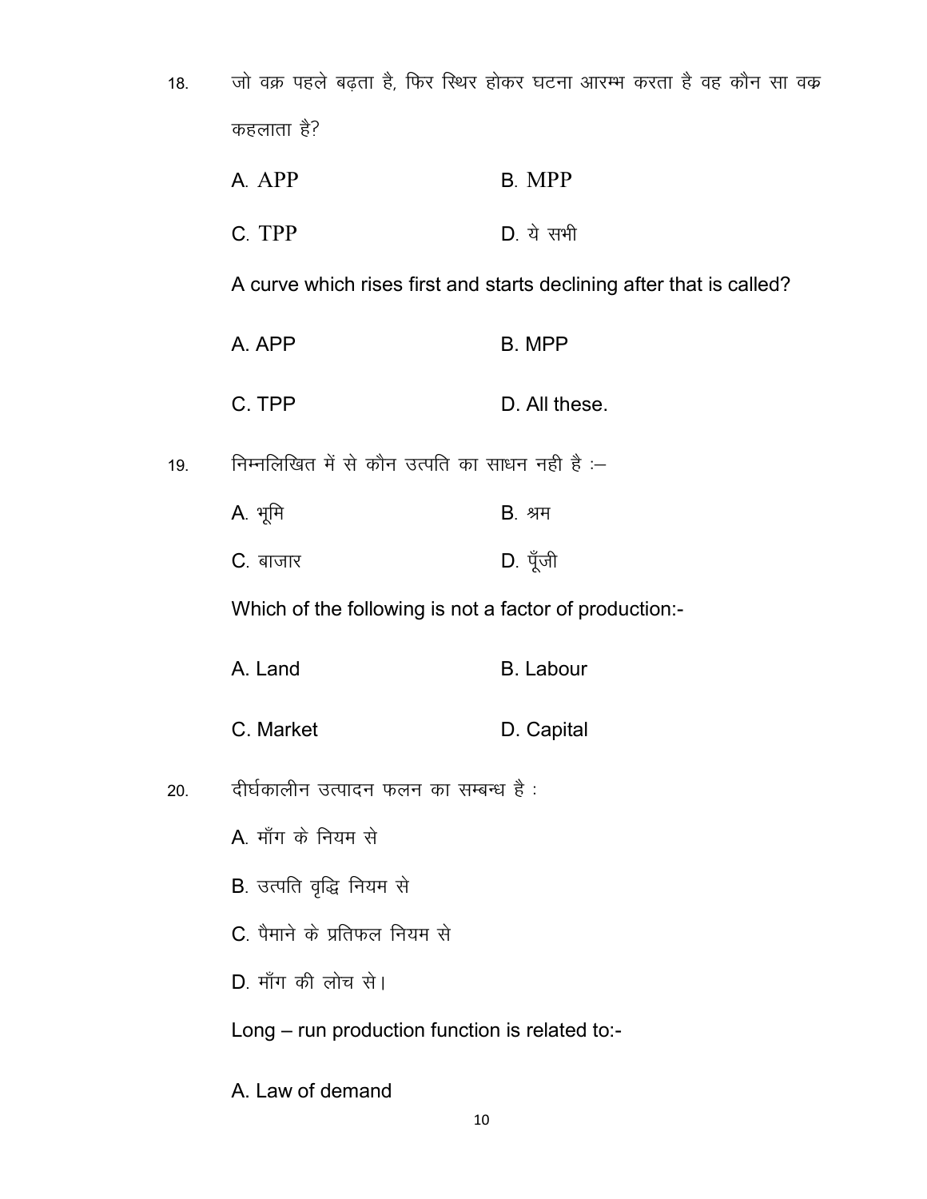18. जो वक्र पहले बढ़ता है, फिर स्थिर होकर घटना आरम्भ करता है वह कौन सा वक्र कहलाता है?

    A. APP　　　　B. MPP

    C. TPP　　　　D. ये सभी

    A curve which rises first and starts declining after that is called?

    A. APP　　　　B. MPP

    C. TPP　　　　D. All these.

19. निम्नलिखित में से कौन उत्पति का साधन नही है :–

    A. भूमि　　　　B. श्रम

    C. बाजार　　　　D. पूँजी

    Which of the following is not a factor of production:-

    A. Land　　　　B. Labour

    C. Market　　　　D. Capital

20. दीर्घकालीन उत्पादन फलन का सम्बन्ध है :

    A. माँग के नियम से

    B. उत्पति वृद्धि नियम से

    C. पैमाने के प्रतिफल नियम से

    D. माँग की लोच से।

    Long – run production function is related to:-

    A. Law of demand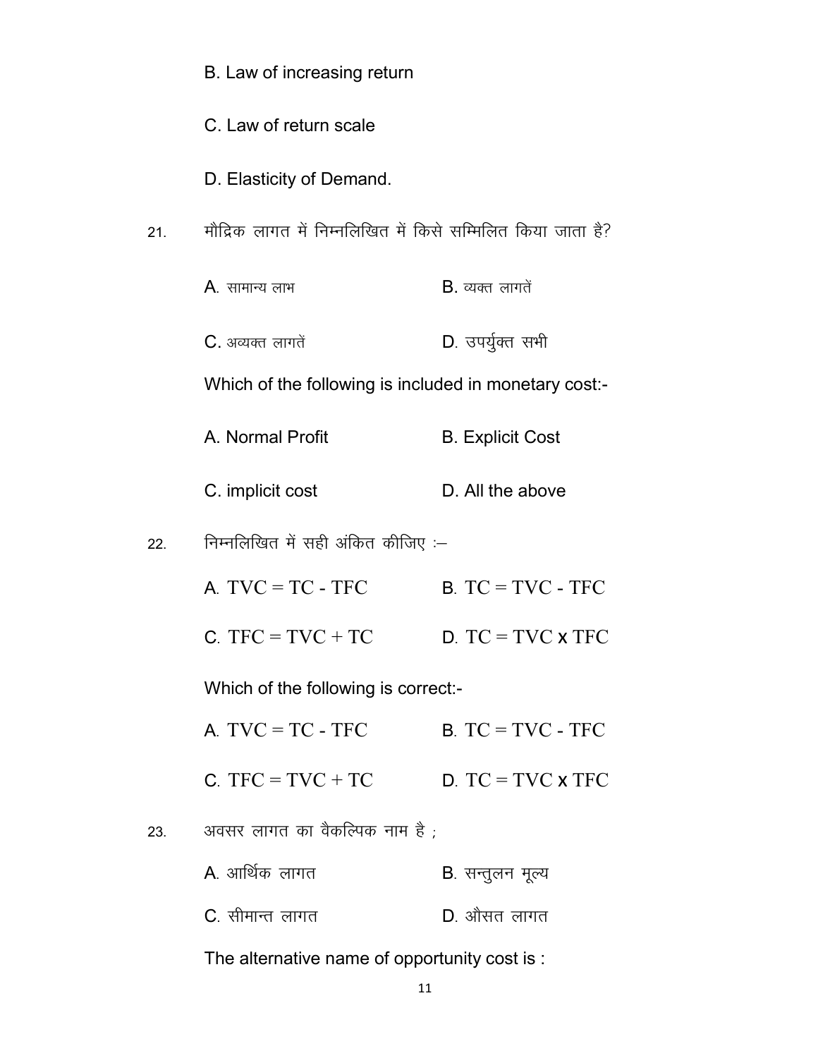B. Law of increasing return

C. Law of return scale

D. Elasticity of Demand.

21. मौद्रिक लागत में निम्नलिखित में किसे सम्मिलित किया जाता है?

A. सामान्य लाभ B. व्यक्त लागतें

C. अव्यक्त लागतें D. उपर्युक्त सभी

Which of the following is included in monetary cost:-

A. Normal Profit B. Explicit Cost

C. implicit cost D. All the above

22. निम्नलिखित में सही अंकित कीजिए :–

A. $TVC = TC - TFC$ B. $TC = TVC - TFC$

C. $TFC = TVC + TC$ D. $TC = TVC \times TFC$

Which of the following is correct:-

A. $TVC = TC - TFC$ B. $TC = TVC - TFC$

C. $TFC = TVC + TC$ D. $TC = TVC \times TFC$

23. अवसर लागत का वैकल्पिक नाम है ;

A. आर्थिक लागत B. सन्तुलन मूल्य

C. सीमान्त लागत D. औसत लागत

The alternative name of opportunity cost is :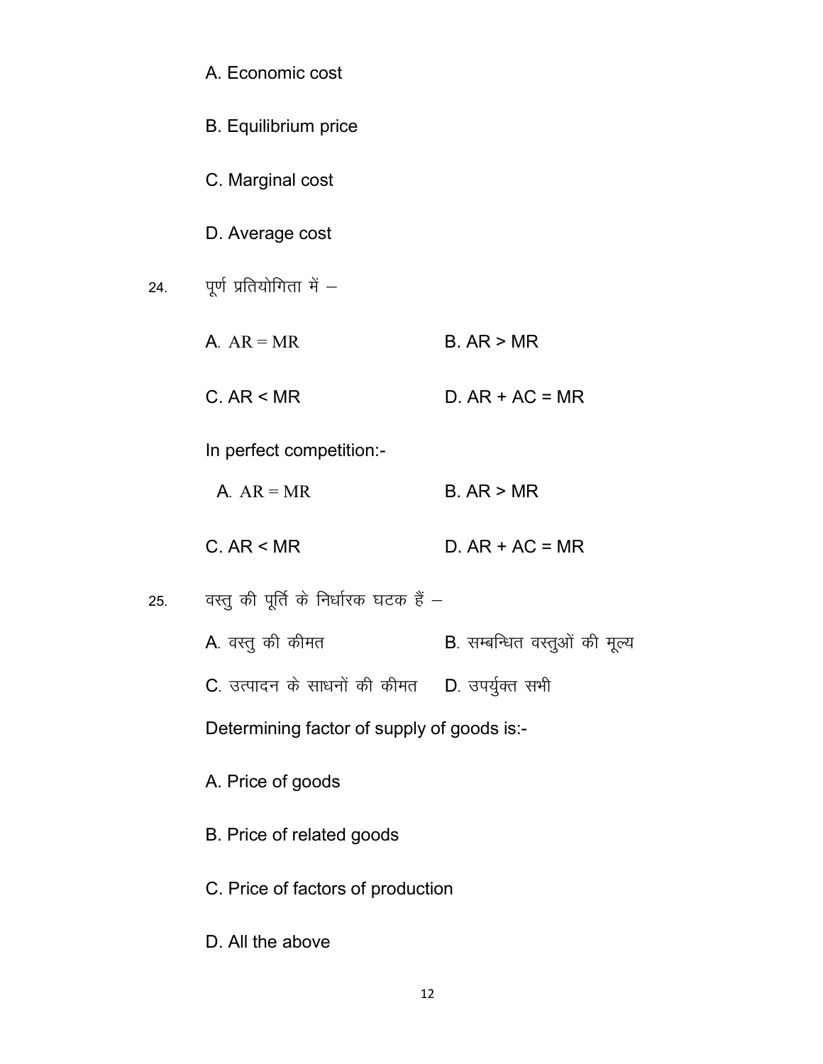A. Economic cost

B. Equilibrium price

C. Marginal cost

D. Average cost

24. पूर्ण प्रतियोगिता में –

A. AR = MR &nbsp;&nbsp;&nbsp;&nbsp; B. AR > MR

C. AR < MR &nbsp;&nbsp;&nbsp;&nbsp; D. AR + AC = MR

In perfect competition:-

A. AR = MR &nbsp;&nbsp;&nbsp;&nbsp; B. AR > MR

C. AR < MR &nbsp;&nbsp;&nbsp;&nbsp; D. AR + AC = MR

25. वस्तु की पूर्ति के निर्धारक घटक हैं –

A. वस्तु की कीमत &nbsp;&nbsp;&nbsp;&nbsp; B. सम्बन्धित वस्तुओं की मूल्य

C. उत्पादन के साधनों की कीमत &nbsp;&nbsp;&nbsp;&nbsp; D. उपर्युक्त सभी

Determining factor of supply of goods is:-

A. Price of goods

B. Price of related goods

C. Price of factors of production

D. All the above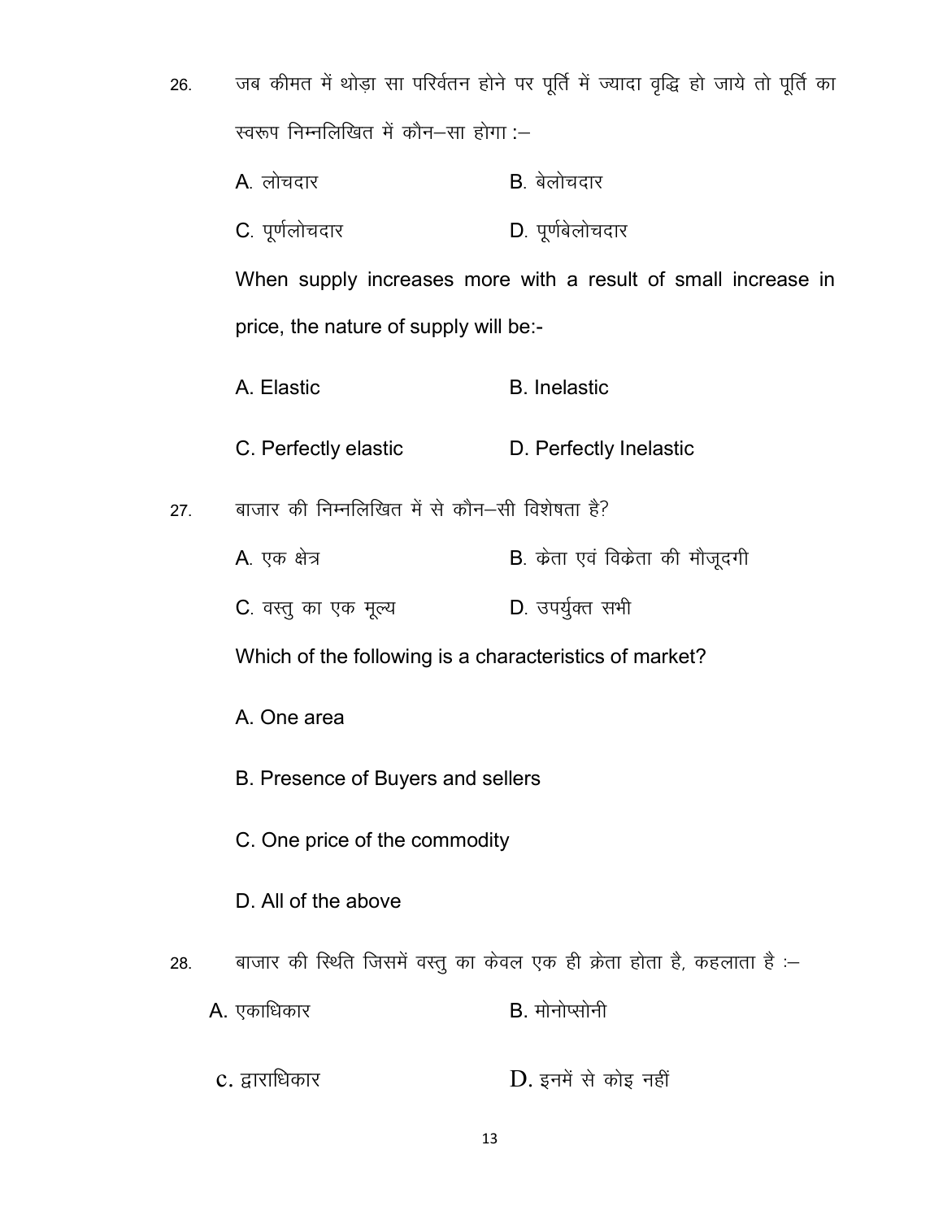26. जब कीमत में थोड़ा सा परिवर्तन होने पर पूर्ति में ज्यादा वृद्धि हो जाये तो पूर्ति का स्वरूप निम्नलिखित में कौन–सा होगा :–

A. लोचदार    B. बेलोचदार

C. पूर्णलोचदार    D. पूर्णबेलोचदार

When supply increases more with a result of small increase in price, the nature of supply will be:-

A. Elastic    B. Inelastic

C. Perfectly elastic    D. Perfectly Inelastic

27. बाजार की निम्नलिखित में से कौन–सी विशेषता है?

A. एक क्षेत्र    B. क्रेता एवं विक्रेता की मौजूदगी

C. वस्तु का एक मूल्य    D. उपर्युक्त सभी

Which of the following is a characteristics of market?

A. One area

B. Presence of Buyers and sellers

C. One price of the commodity

D. All of the above

28. बाजार की स्थिति जिसमें वस्तु का केवल एक ही क्रेता होता है, कहलाता है :–

A. एकाधिकार    B. मोनोप्सोनी

c. द्वाराधिकार    D. इनमें से कोइ नहीं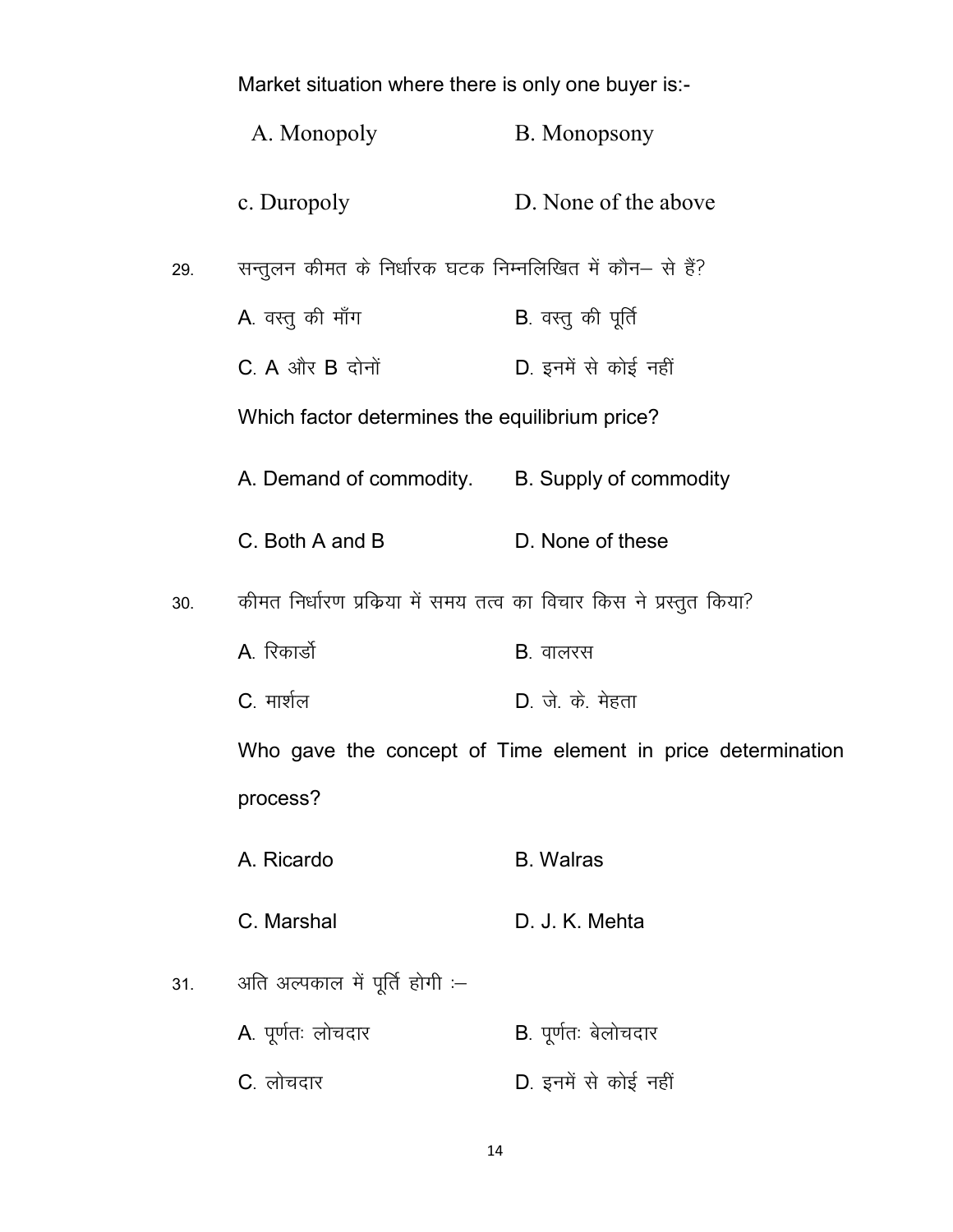Market situation where there is only one buyer is:-

A. Monopoly B. Monopsony

c. Duropoly D. None of the above

29. सन्तुलन कीमत के निर्धारक घटक निम्नलिखित में कौन– से हैं?

A. वस्तु की माँग B. वस्तु की पूर्ति

C. A और B दोनों D. इनमें से कोई नहीं

Which factor determines the equilibrium price?

A. Demand of commodity. B. Supply of commodity

C. Both A and B D. None of these

30. कीमत निर्धारण प्रक्रिया में समय तत्व का विचार किस ने प्रस्तुत किया?

A. रिकार्डो B. वालरस

C. मार्शल D. जे. के. मेहता

Who gave the concept of Time element in price determination process?

A. Ricardo B. Walras

C. Marshal D. J. K. Mehta

31. अति अल्पकाल में पूर्ति होगी :–

A. पूर्णतः लोचदार B. पूर्णतः बेलोचदार

C. लोचदार D. इनमें से कोई नहीं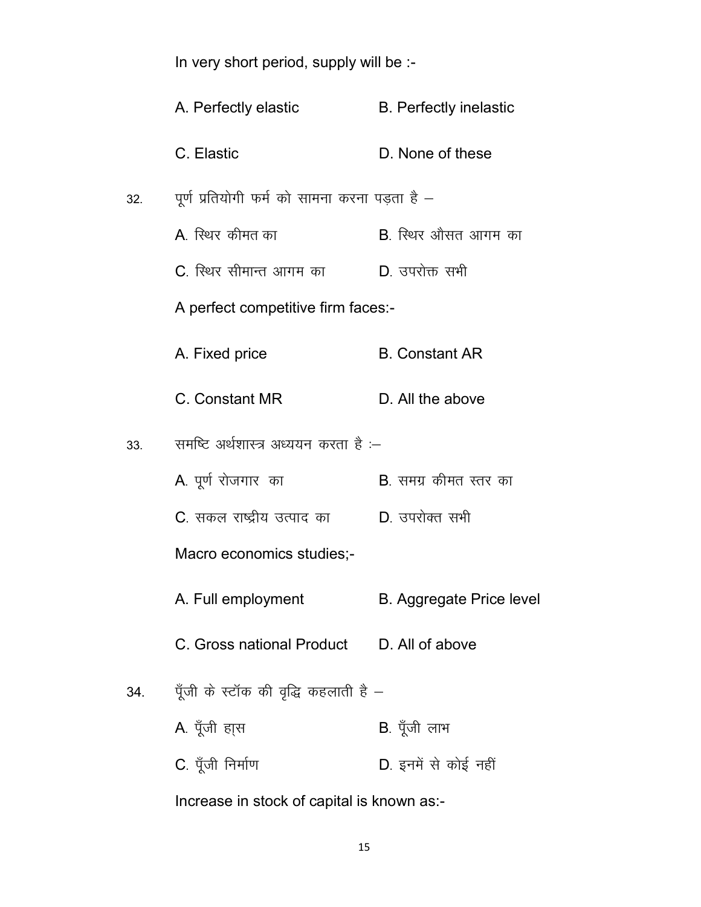In very short period, supply will be :-

A. Perfectly elastic B. Perfectly inelastic

C. Elastic D. None of these

32. पूर्ण प्रतियोगी फर्म को सामना करना पड़ता है –

A. स्थिर कीमत का B. स्थिर औसत आगम का

C. स्थिर सीमान्त आगम का D. उपरोक्त सभी

A perfect competitive firm faces:-

A. Fixed price B. Constant AR

C. Constant MR D. All the above

33. समष्टि अर्थशास्त्र अध्ययन करता है :–

A. पूर्ण रोजगार का B. समग्र कीमत स्तर का

C. सकल राष्ट्रीय उत्पाद का D. उपरोक्त सभी

Macro economics studies;-

A. Full employment B. Aggregate Price level

C. Gross national Product D. All of above

34. पूँजी के स्टॉक की वृद्धि कहलाती है –

A. पूँजी ह्रास B. पूँजी लाभ

C. पूँजी निर्माण D. इनमें से कोई नहीं

Increase in stock of capital is known as:-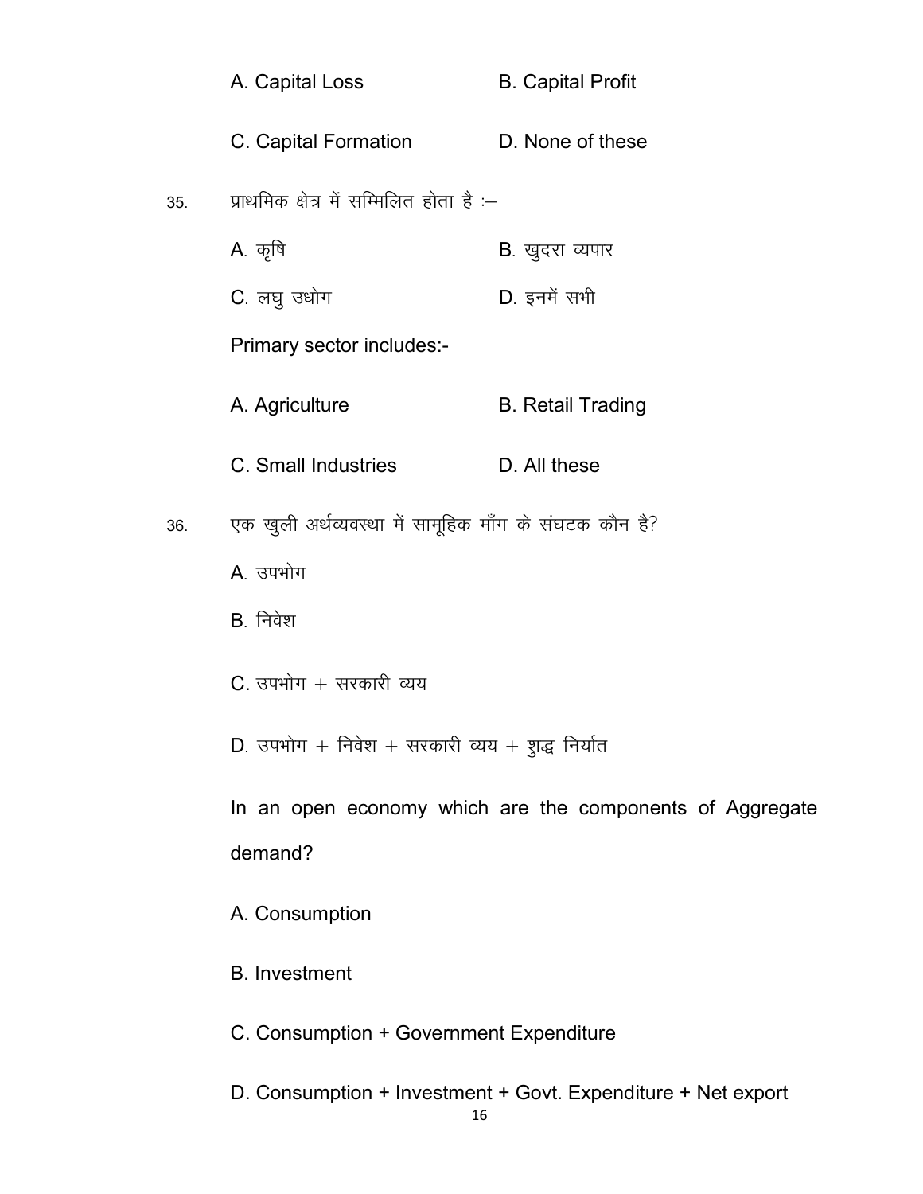A. Capital Loss B. Capital Profit

C. Capital Formation D. None of these

35. प्राथमिक क्षेत्र में सम्मिलित होता है :–

A. कृषि B. खुदरा व्यपार

C. लघु उधोग D. इनमें सभी

Primary sector includes:-

A. Agriculture B. Retail Trading

C. Small Industries D. All these

36. एक खुली अर्थव्यवस्था में सामूहिक माँग के संघटक कौन है?

A. उपभोग

B. निवेश

C. उपभोग + सरकारी व्यय

D. उपभोग + निवेश + सरकारी व्यय + शुद्ध निर्यात

In an open economy which are the components of Aggregate demand?

A. Consumption

B. Investment

C. Consumption + Government Expenditure

D. Consumption + Investment + Govt. Expenditure + Net export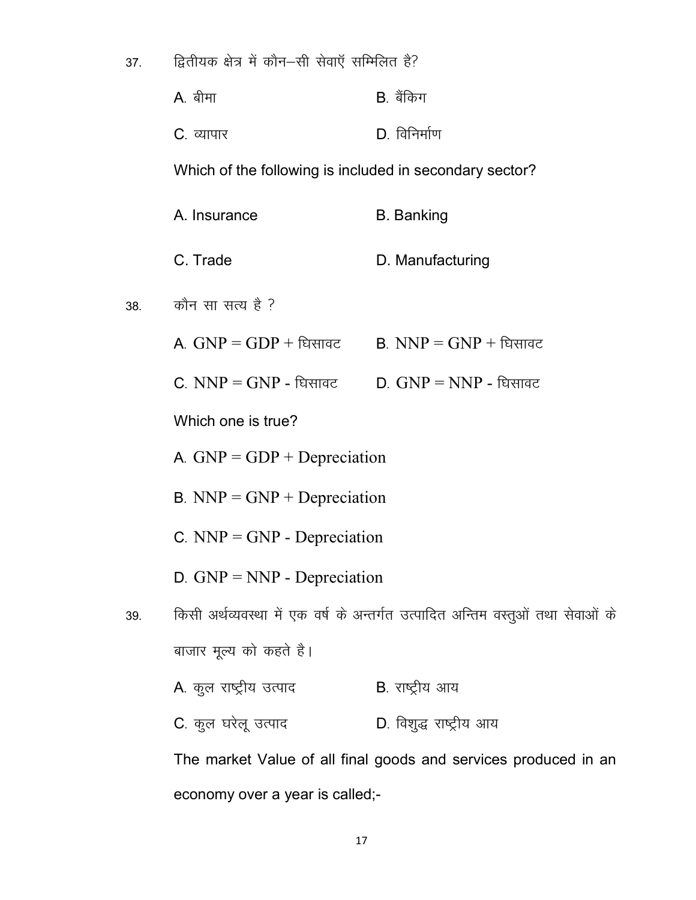37. द्वितीयक क्षेत्र में कौन–सी सेवाएँ सम्मिलित है?

A. बीमा B. बैंकिग

C. व्यापार D. विनिर्माण

Which of the following is included in secondary sector?

A. Insurance B. Banking

C. Trade D. Manufacturing

38. कौन सा सत्य है ?

A. GNP = GDP + घिसावट B. NNP = GNP + घिसावट

C. NNP = GNP - घिसावट D. GNP = NNP - घिसावट

Which one is true?

A. GNP = GDP + Depreciation

B. NNP = GNP + Depreciation

C. NNP = GNP - Depreciation

D. GNP = NNP - Depreciation

39. किसी अर्थव्यवस्था में एक वर्ष के अन्तर्गत उत्पादित अन्तिम वस्तुओं तथा सेवाओं के बाजार मूल्य को कहते है।

A. कुल राष्ट्रीय उत्पाद B. राष्ट्रीय आय

C. कुल घरेलू उत्पाद D. विशुद्ध राष्ट्रीय आय

The market Value of all final goods and services produced in an economy over a year is called;-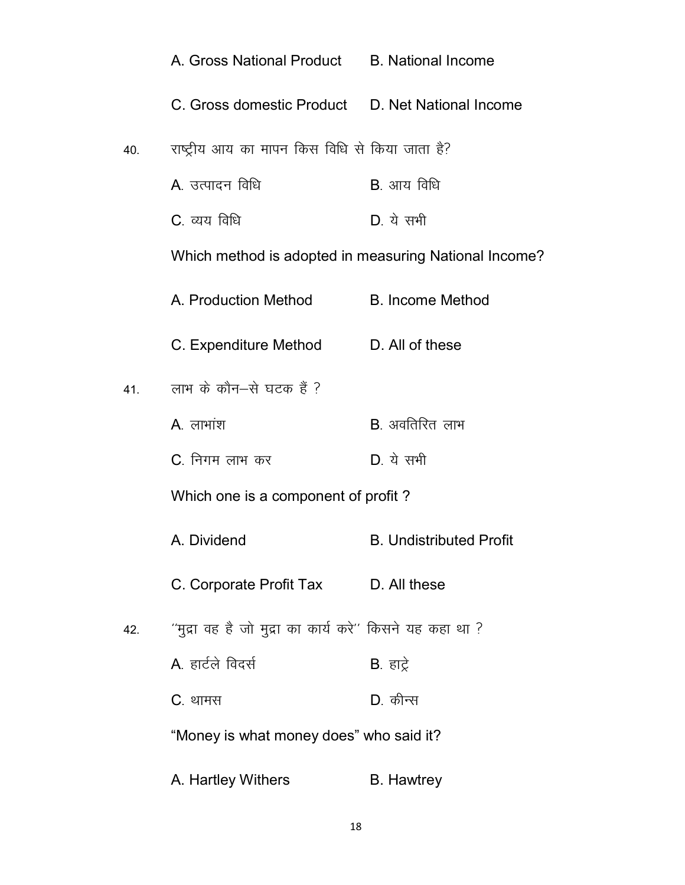A. Gross National Product B. National Income

C. Gross domestic Product D. Net National Income

40. राष्ट्रीय आय का मापन किस विधि से किया जाता है?

A. उत्पादन विधि B. आय विधि

C. व्यय विधि D. ये सभी

Which method is adopted in measuring National Income?

A. Production Method B. Income Method

C. Expenditure Method D. All of these

41. लाभ के कौन–से घटक हैं ?

A. लाभांश B. अवतिरित लाभ

C. निगम लाभ कर D. ये सभी

Which one is a component of profit ?

A. Dividend B. Undistributed Profit

C. Corporate Profit Tax D. All these

42. ''मुद्रा वह है जो मुद्रा का कार्य करे'' किसने यह कहा था ?

A. हार्टले विदर्स B. हाट्रे

C. थामस D. कीन्स

"Money is what money does" who said it?

A. Hartley Withers B. Hawtrey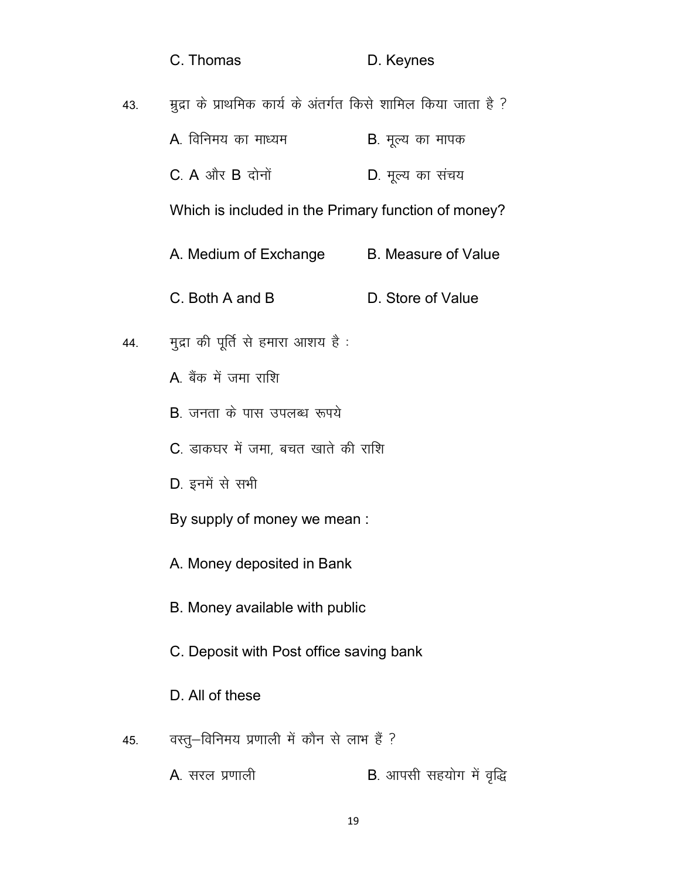C. Thomas D. Keynes

43. म्रुद्रा के प्राथमिक कार्य के अंतर्गत किसे शामिल किया जाता है ?

A. विनिमय का माध्यम B. मूल्य का मापक

C. A और B दोनों D. मूल्य का संचय

Which is included in the Primary function of money?

A. Medium of Exchange B. Measure of Value

C. Both A and B D. Store of Value

44. मुद्रा की पूर्ति से हमारा आशय है :

A. बैंक में जमा राशि

B. जनता के पास उपलब्ध रूपये

C. डाकघर में जमा, बचत खाते की राशि

D. इनमें से सभी

By supply of money we mean :

A. Money deposited in Bank

B. Money available with public

C. Deposit with Post office saving bank

D. All of these

45. वस्तु–विनिमय प्रणाली में कौन से लाभ हैं ?

A. सरल प्रणाली B. आपसी सहयोग में वृद्धि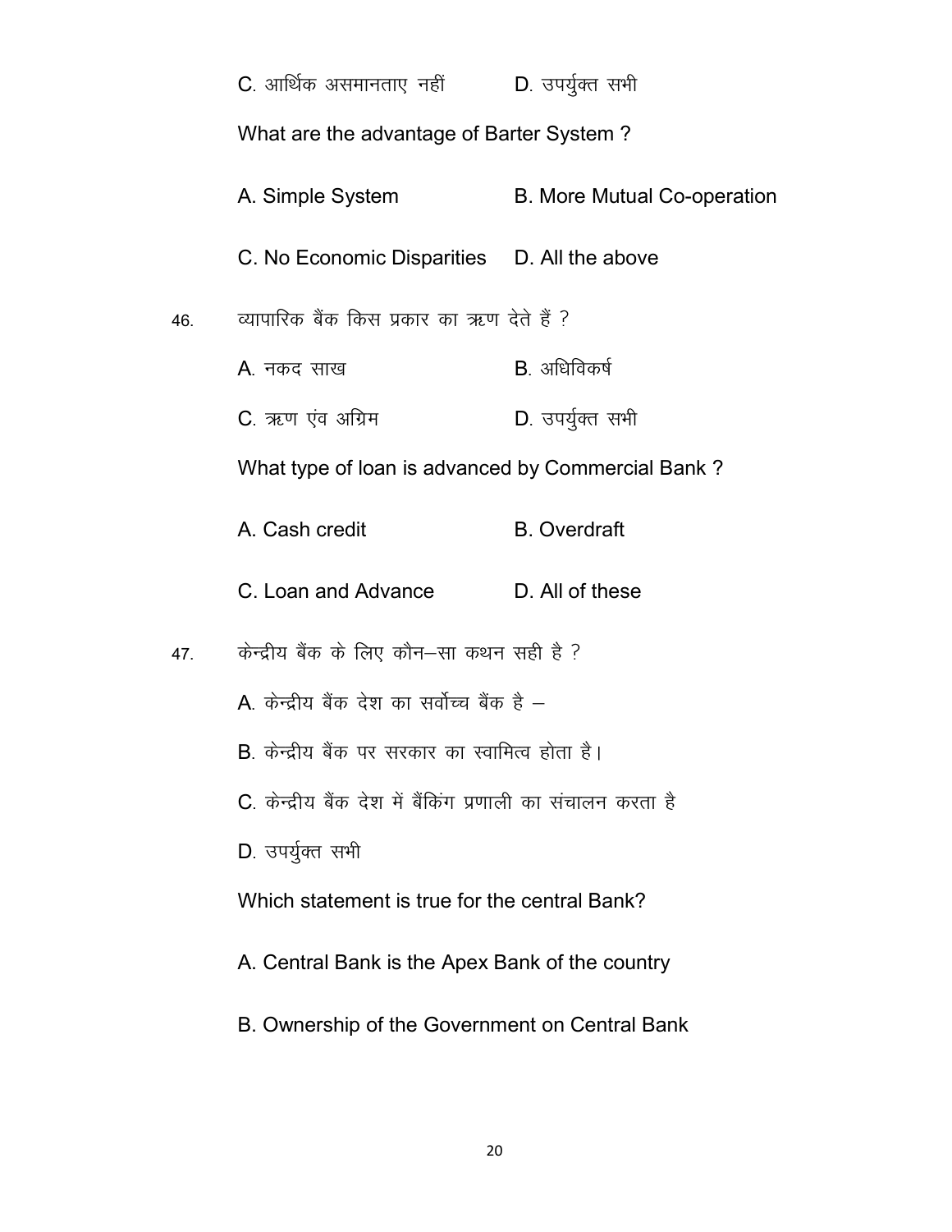C. आर्थिक असमानताए नहीं D. उपर्युक्त सभी

What are the advantage of Barter System ?

A. Simple System B. More Mutual Co-operation

C. No Economic Disparities D. All the above

46. व्यापारिक बैंक किस प्रकार का ऋण देते हैं ?

A. नकद साख B. अधिविकर्ष

C. ऋण एंव अग्रिम D. उपर्युक्त सभी

What type of loan is advanced by Commercial Bank ?

A. Cash credit B. Overdraft

C. Loan and Advance D. All of these

47. केन्द्रीय बैंक के लिए कौन–सा कथन सही है ?

A. केन्द्रीय बैंक देश का सर्वोच्च बैंक है –

B. केन्द्रीय बैंक पर सरकार का स्वामित्व होता है।

C. केन्द्रीय बैंक देश में बैंकिंग प्रणाली का संचालन करता है

D. उपर्युक्त सभी

Which statement is true for the central Bank?

A. Central Bank is the Apex Bank of the country

B. Ownership of the Government on Central Bank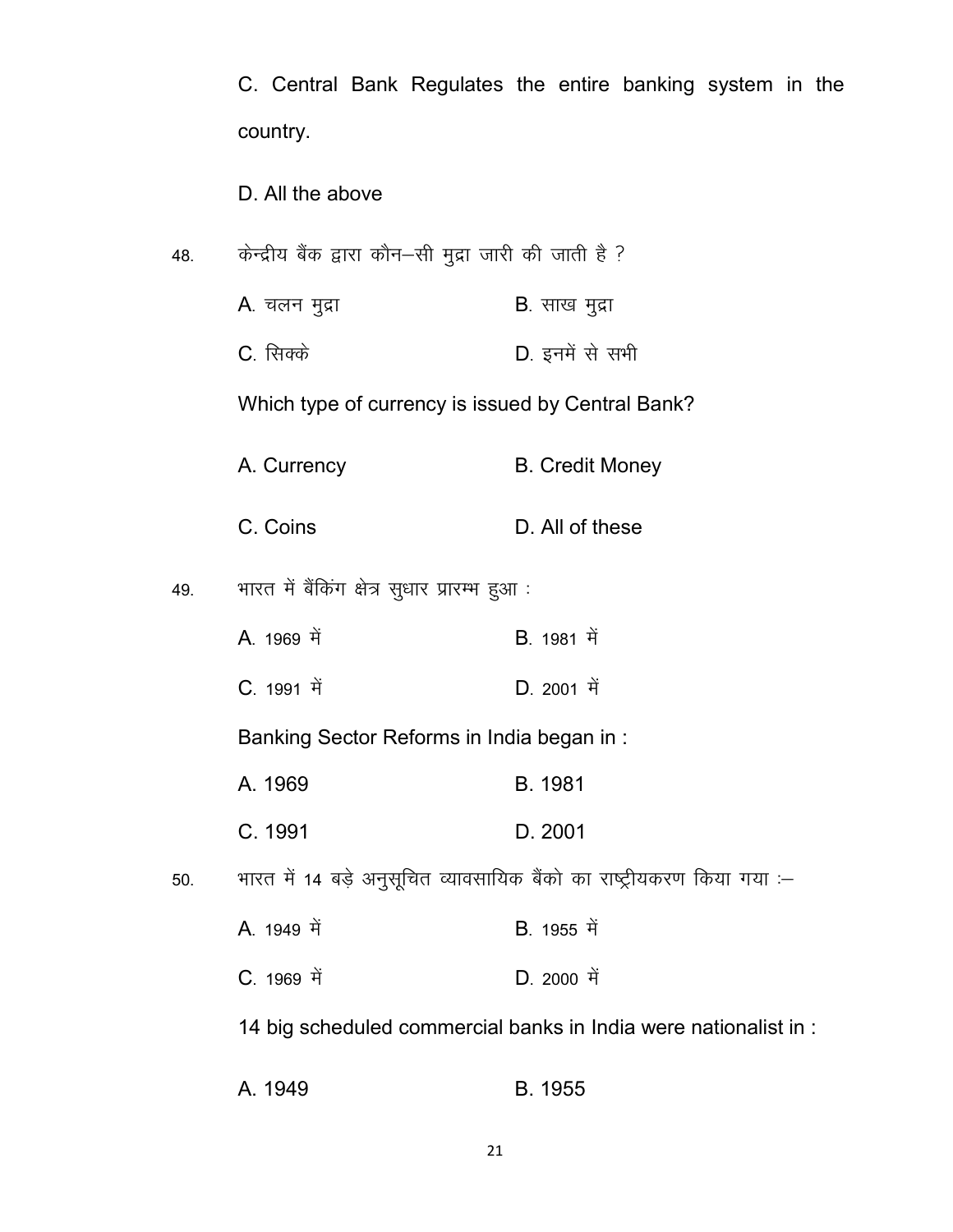C. Central Bank Regulates the entire banking system in the country.

D. All the above

48. केन्द्रीय बैंक द्वारा कौन–सी मुद्रा जारी की जाती है ?

A. चलन मुद्रा　　B. साख मुद्रा

C. सिक्के　　D. इनमें से सभी

Which type of currency is issued by Central Bank?

A. Currency　　B. Credit Money

C. Coins　　D. All of these

49. भारत में बैंकिंग क्षेत्र सुधार प्रारम्भ हुआ :

A. 1969 में　　B. 1981 में

C. 1991 में　　D. 2001 में

Banking Sector Reforms in India began in :

A. 1969　　B. 1981

C. 1991　　D. 2001

50. भारत में 14 बड़े अनुसूचित व्यावसायिक बैंको का राष्ट्रीयकरण किया गया :–

A. 1949 में　　B. 1955 में

C. 1969 में　　D. 2000 में

14 big scheduled commercial banks in India were nationalist in :

A. 1949　　B. 1955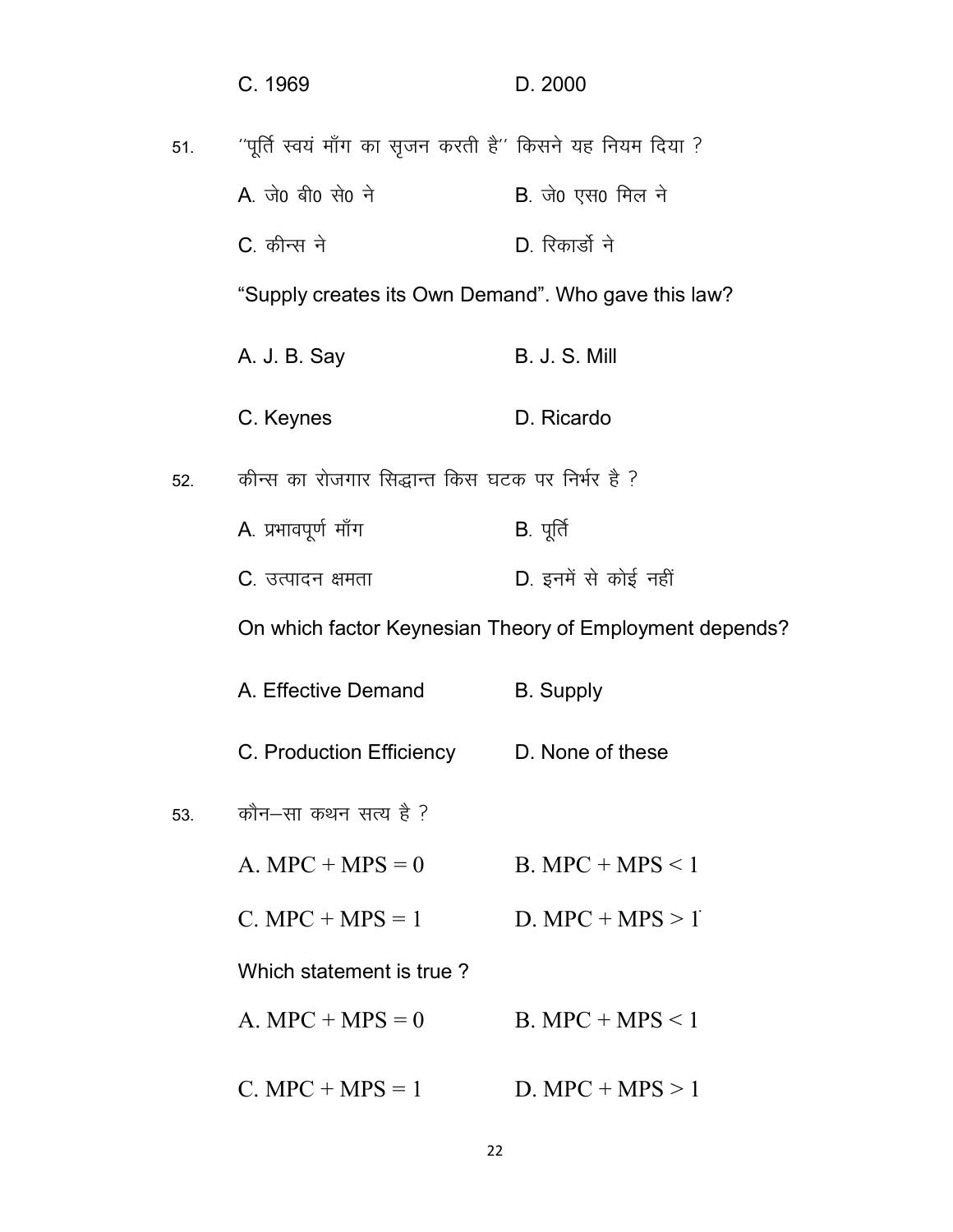C. 1969 D. 2000

51. ''पूर्ति स्वयं माँग का सृजन करती है'' किसने यह नियम दिया ?

A. जे0 बी0 से0 ने B. जे0 एस0 मिल ने

C. कीन्स ने D. रिकार्डो ने

"Supply creates its Own Demand". Who gave this law?

A. J. B. Say B. J. S. Mill

C. Keynes D. Ricardo

52. कीन्स का रोजगार सिद्धान्त किस घटक पर निर्भर है ?

A. प्रभावपूर्ण माँग B. पूर्ति

C. उत्पादन क्षमता D. इनमें से कोई नहीं

On which factor Keynesian Theory of Employment depends?

A. Effective Demand B. Supply

C. Production Efficiency D. None of these

53. कौन–सा कथन सत्य है ?

A. $MPC + MPS = 0$ B. $MPC + MPS < 1$

C. $MPC + MPS = 1$ D. $MPC + MPS > 1$

Which statement is true ?

A. $MPC + MPS = 0$ B. $MPC + MPS < 1$

C. $MPC + MPS = 1$ D. $MPC + MPS > 1$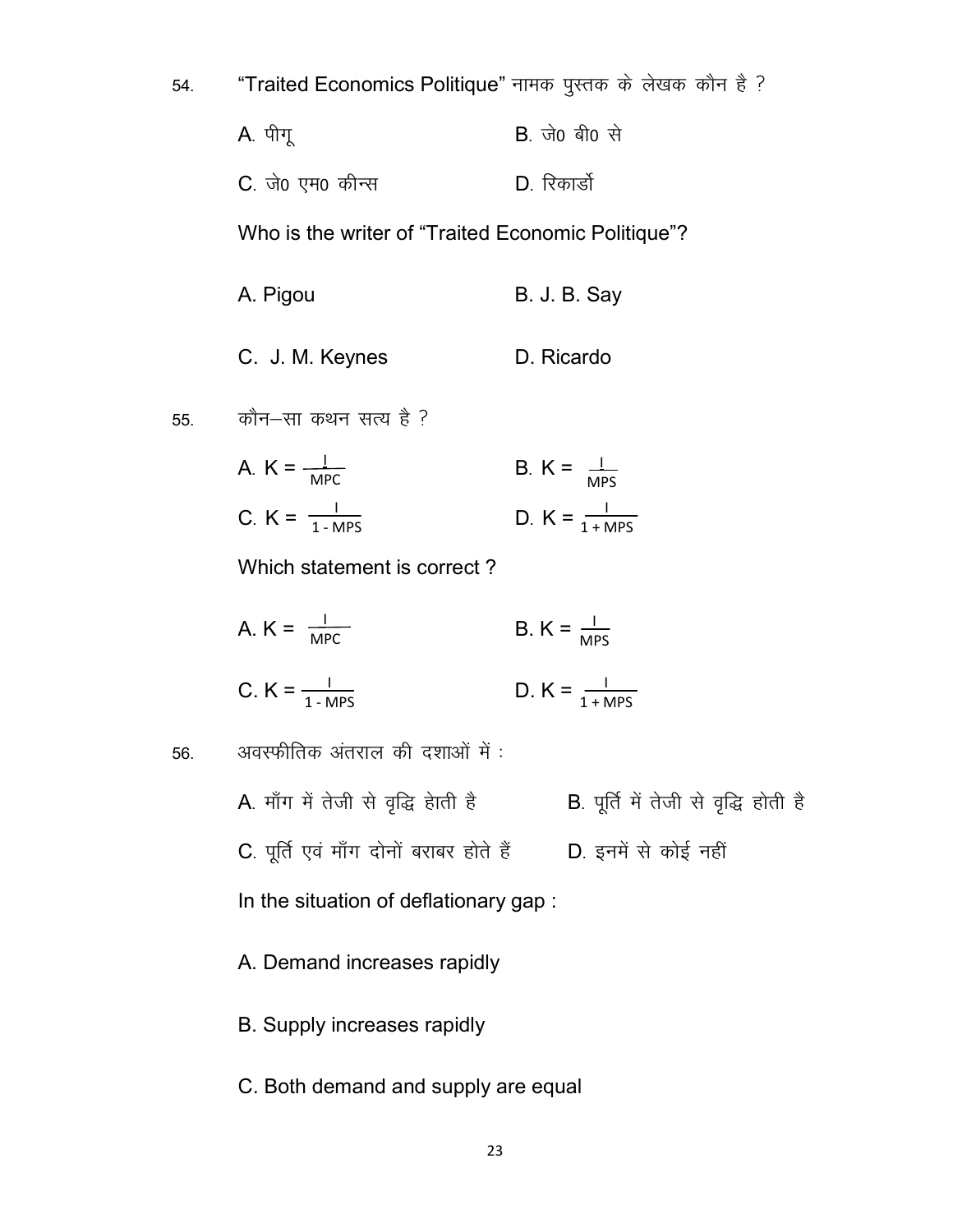54. "Traited Economics Politique" नामक पुस्तक के लेखक कौन है ?

A. पीगू B. जे0 बी0 से

C. जे0 एम0 कीन्स D. रिकार्डो

Who is the writer of "Traited Economic Politique"?

A. Pigou B. J. B. Say

C. J. M. Keynes D. Ricardo

55. कौन–सा कथन सत्य है ?

A. $K = \frac{I}{MPC}$ B. $K = \frac{I}{MPS}$

C. $K = \frac{I}{1 - MPS}$ D. $K = \frac{I}{1 + MPS}$

Which statement is correct ?

A. $K = \frac{I}{MPC}$ B. $K = \frac{I}{MPS}$

C. $K = \frac{I}{1 - MPS}$ D. $K = \frac{I}{1 + MPS}$

56. अवस्फीतिक अंतराल की दशाओं में :

A. माँग में तेजी से वृद्धि होती है B. पूर्ति में तेजी से वृद्धि होती है

C. पूर्ति एवं माँग दोनों बराबर होते हैं D. इनमें से कोई नहीं

In the situation of deflationary gap :

A. Demand increases rapidly

B. Supply increases rapidly

C. Both demand and supply are equal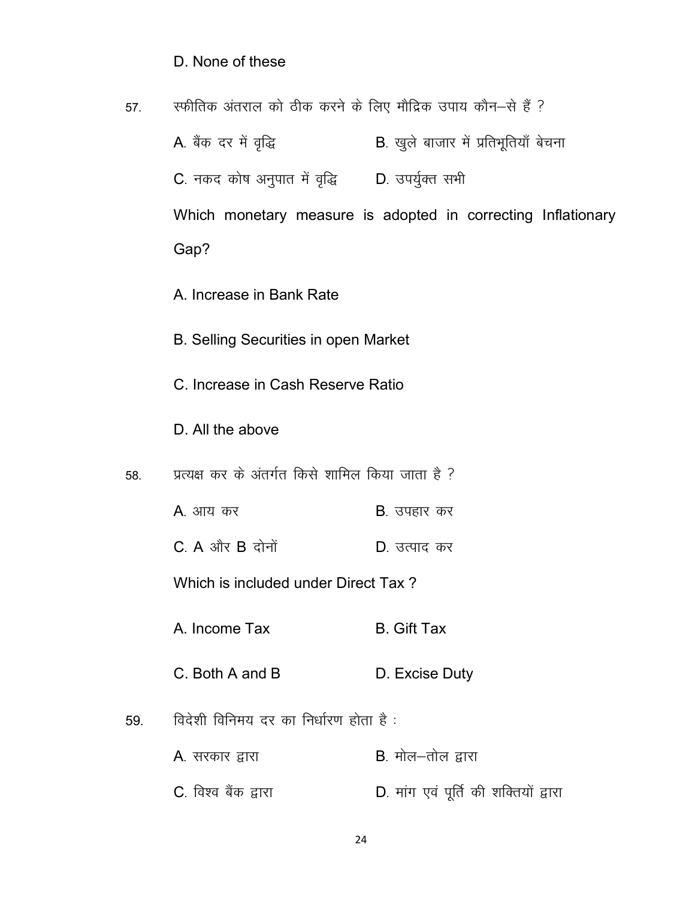D. None of these

57. स्फीतिक अंतराल को ठीक करने के लिए मौद्रिक उपाय कौन–से हैं ?

A. बैंक दर में वृद्धि    B. खुले बाजार में प्रतिभूतियाँ बेचना

C. नकद कोष अनुपात में वृद्धि    D. उपर्युक्त सभी

Which monetary measure is adopted in correcting Inflationary Gap?

A. Increase in Bank Rate

B. Selling Securities in open Market

C. Increase in Cash Reserve Ratio

D. All the above

58. प्रत्यक्ष कर के अंतर्गत किसे शामिल किया जाता है ?

A. आय कर    B. उपहार कर

C. A और B दोनों    D. उत्पाद कर

Which is included under Direct Tax ?

A. Income Tax    B. Gift Tax

C. Both A and B    D. Excise Duty

59. विदेशी विनिमय दर का निर्धारण होता है :

A. सरकार द्वारा    B. मोल–तोल द्वारा

C. विश्व बैंक द्वारा    D. मांग एवं पूर्ति की शक्तियों द्वारा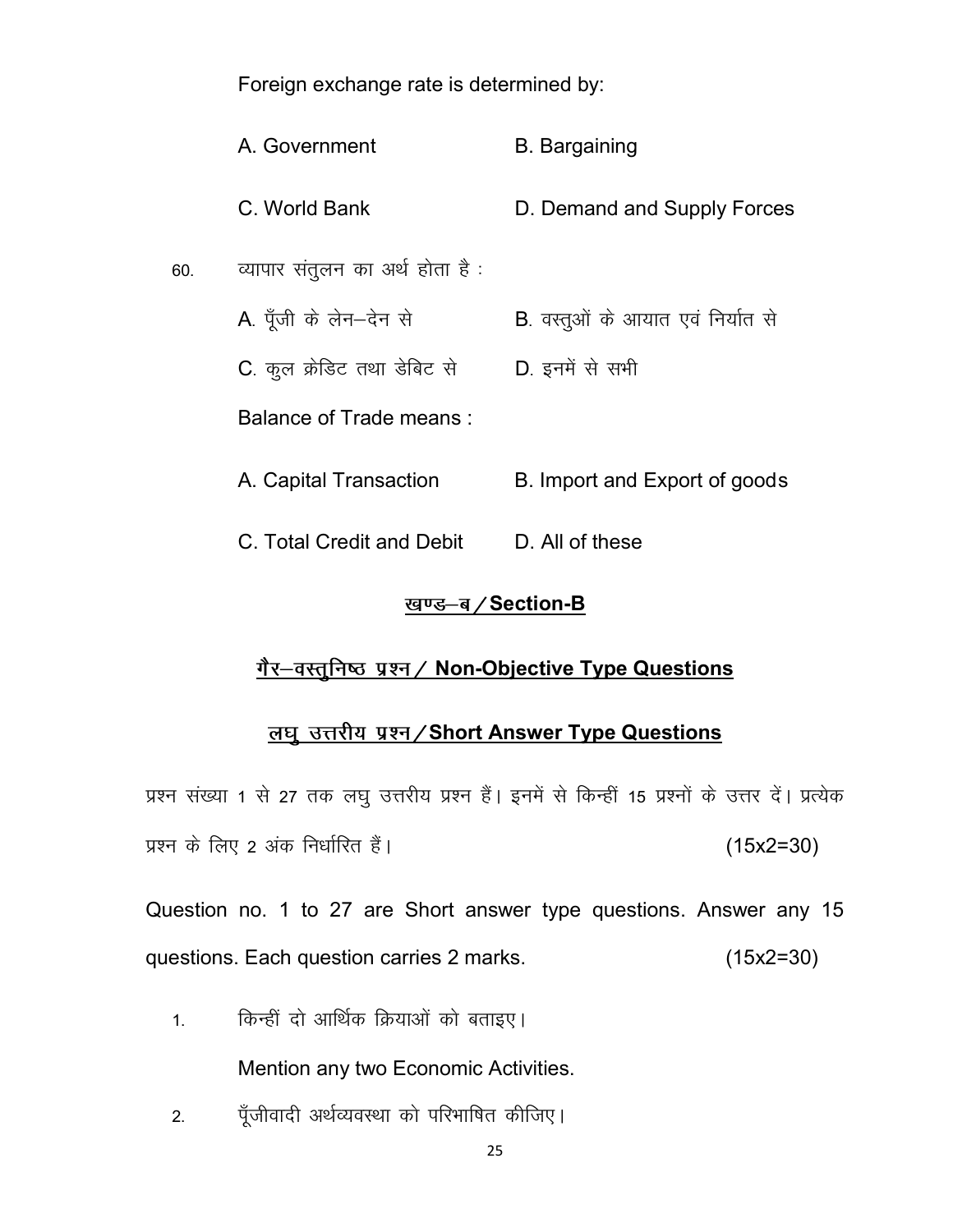Foreign exchange rate is determined by:

A. Government　　　　　B. Bargaining

C. World Bank　　　　　D. Demand and Supply Forces

60. व्यापार संतुलन का अर्थ होता है :

A. पूँजी के लेन–देन से　　　　B. वस्तुओं के आयात एवं निर्यात से

C. कुल क्रेडिट तथा डेबिट से　　D. इनमें से सभी

Balance of Trade means :

A. Capital Transaction　　　　B. Import and Export of goods

C. Total Credit and Debit　　　D. All of these

## खण्ड–ब / Section-B

## गैर–वस्तुनिष्ठ प्रश्न / Non-Objective Type Questions

## लघु उत्तरीय प्रश्न / Short Answer Type Questions

प्रश्न संख्या 1 से 27 तक लघु उत्तरीय प्रश्न हैं। इनमें से किन्हीं 15 प्रश्नों के उत्तर दें। प्रत्येक प्रश्न के लिए 2 अंक निर्धारित हैं। (15x2=30)

Question no. 1 to 27 are Short answer type questions. Answer any 15 questions. Each question carries 2 marks. (15x2=30)

1. किन्हीं दो आर्थिक क्रियाओं को बताइए।

   Mention any two Economic Activities.

2. पूँजीवादी अर्थव्यवस्था को परिभाषित कीजिए।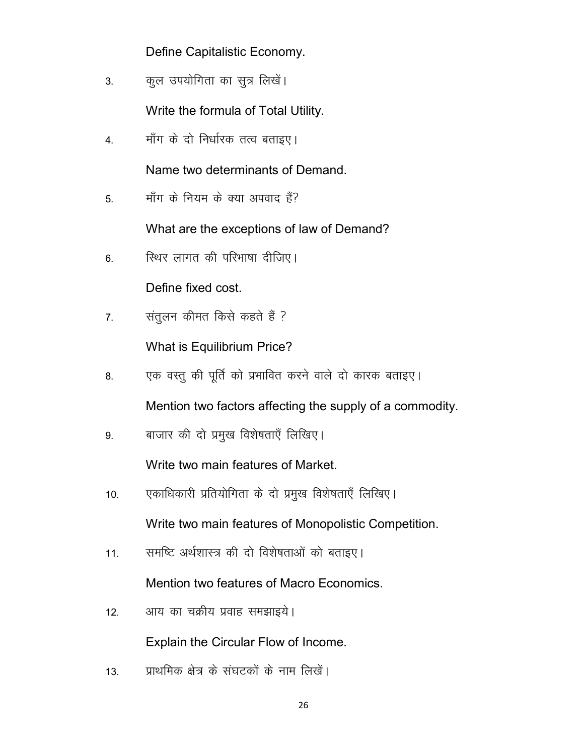Define Capitalistic Economy.

3. कुल उपयोगिता का सुत्र लिखें।

   Write the formula of Total Utility.

4. माँग के दो निर्धारक तत्व बताइए।

   Name two determinants of Demand.

5. माँग के नियम के क्या अपवाद हैं?

   What are the exceptions of law of Demand?

6. स्थिर लागत की परिभाषा दीजिए।

   Define fixed cost.

7. संतुलन कीमत किसे कहते हैं ?

   What is Equilibrium Price?

8. एक वस्तु की पूर्ति को प्रभावित करने वाले दो कारक बताइए।

   Mention two factors affecting the supply of a commodity.

9. बाजार की दो प्रमुख विशेषताएँ लिखिए।

   Write two main features of Market.

10. एकाधिकारी प्रतियोगिता के दो प्रमुख विशेषताएँ लिखिए।

    Write two main features of Monopolistic Competition.

11. समष्टि अर्थशास्त्र की दो विशेषताओं को बताइए।

    Mention two features of Macro Economics.

12. आय का चक्रीय प्रवाह समझाइये।

    Explain the Circular Flow of Income.

13. प्राथमिक क्षेत्र के संघटकों के नाम लिखें।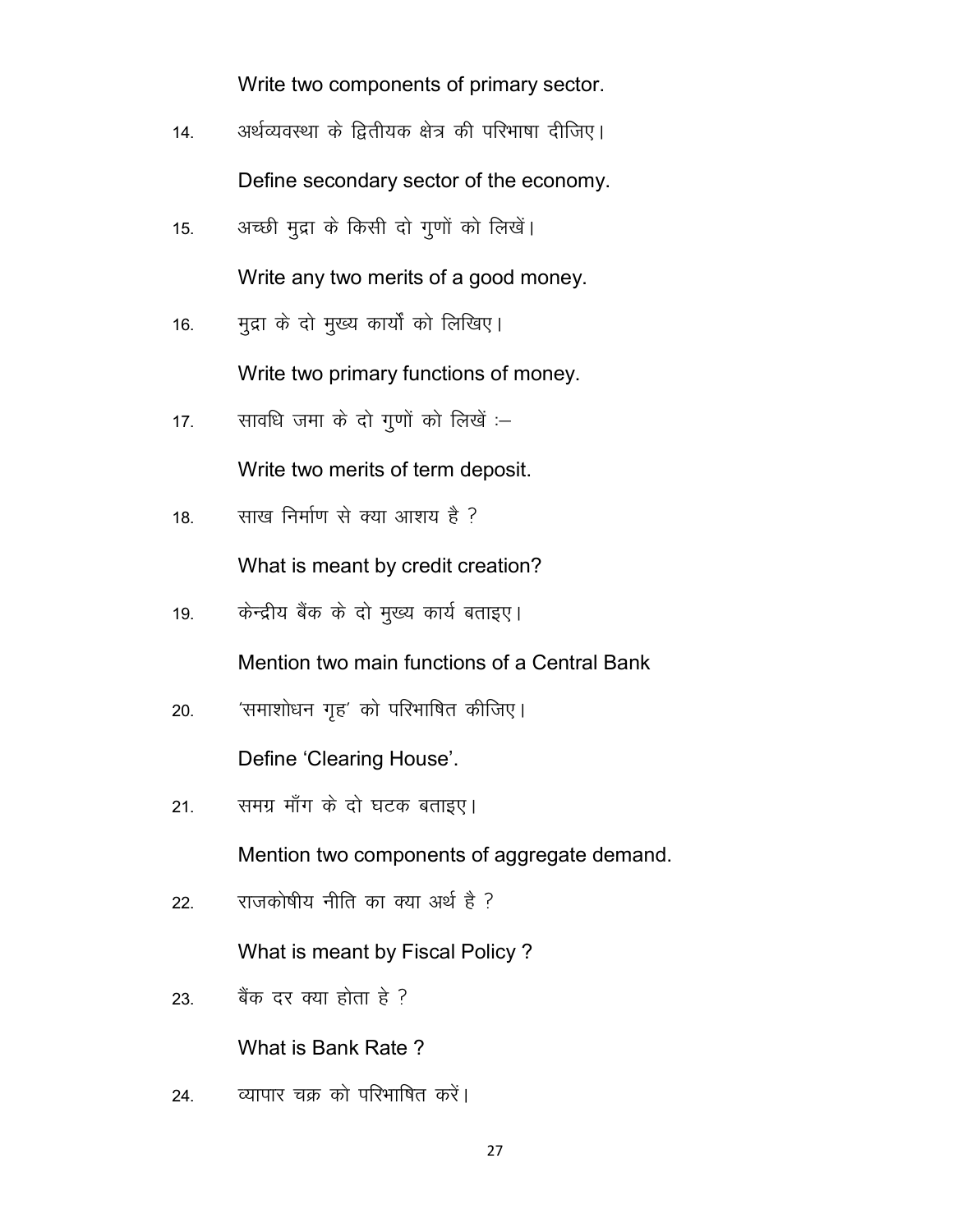Write two components of primary sector.

14. अर्थव्यवस्था के द्वितीयक क्षेत्र की परिभाषा दीजिए।

    Define secondary sector of the economy.

15. अच्छी मुद्रा के किसी दो गुणों को लिखें।

    Write any two merits of a good money.

16. मुद्रा के दो मुख्य कार्यों को लिखिए।

    Write two primary functions of money.

17. सावधि जमा के दो गुणों को लिखें :–

    Write two merits of term deposit.

18. साख निर्माण से क्या आशय है ?

    What is meant by credit creation?

19. केन्द्रीय बैंक के दो मुख्य कार्य बताइए।

    Mention two main functions of a Central Bank

20. 'समाशोधन गृह' को परिभाषित कीजिए।

    Define 'Clearing House'.

21. समग्र माँग के दो घटक बताइए।

    Mention two components of aggregate demand.

22. राजकोषीय नीति का क्या अर्थ है ?

    What is meant by Fiscal Policy ?

23. बैंक दर क्या होता हे ?

    What is Bank Rate ?

24. व्यापार चक्र को परिभाषित करें।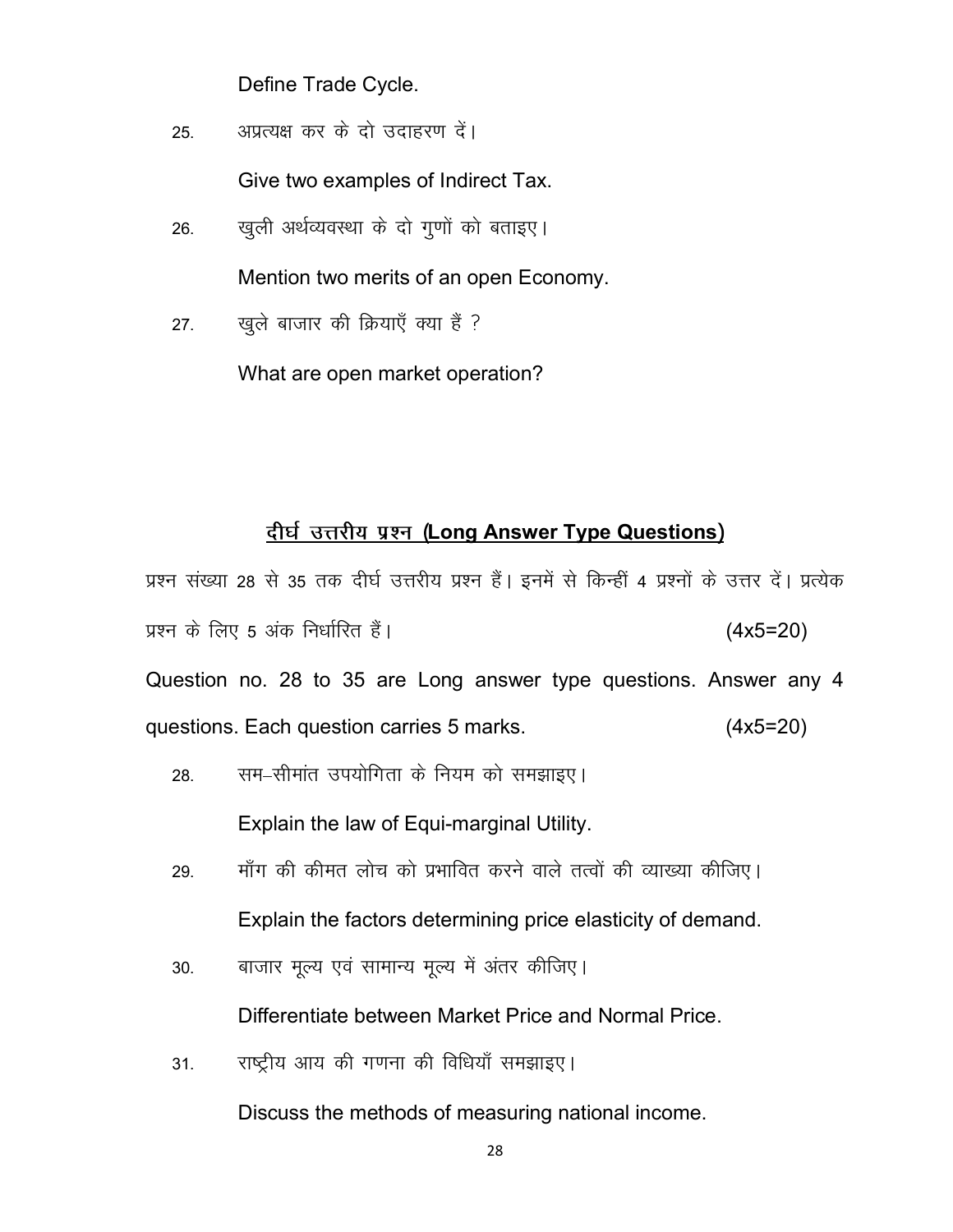Define Trade Cycle.

25. अप्रत्यक्ष कर के दो उदाहरण दें।

    Give two examples of Indirect Tax.

26. खुली अर्थव्यवस्था के दो गुणों को बताइए।

    Mention two merits of an open Economy.

27. खुले बाजार की क्रियाएँ क्या हैं ?

    What are open market operation?

## दीर्घ उत्तरीय प्रश्न (Long Answer Type Questions)

प्रश्न संख्या 28 से 35 तक दीर्घ उत्तरीय प्रश्न हैं। इनमें से किन्हीं 4 प्रश्नों के उत्तर दें। प्रत्येक प्रश्न के लिए 5 अंक निर्धारित हैं। (4x5=20)

Question no. 28 to 35 are Long answer type questions. Answer any 4 questions. Each question carries 5 marks. (4x5=20)

28. सम–सीमांत उपयोगिता के नियम को समझाइए।

    Explain the law of Equi-marginal Utility.

29. माँग की कीमत लोच को प्रभावित करने वाले तत्वों की व्याख्या कीजिए।

    Explain the factors determining price elasticity of demand.

30. बाजार मूल्य एवं सामान्य मूल्य में अंतर कीजिए।

    Differentiate between Market Price and Normal Price.

31. राष्ट्रीय आय की गणना की विधियाँ समझाइए।

    Discuss the methods of measuring national income.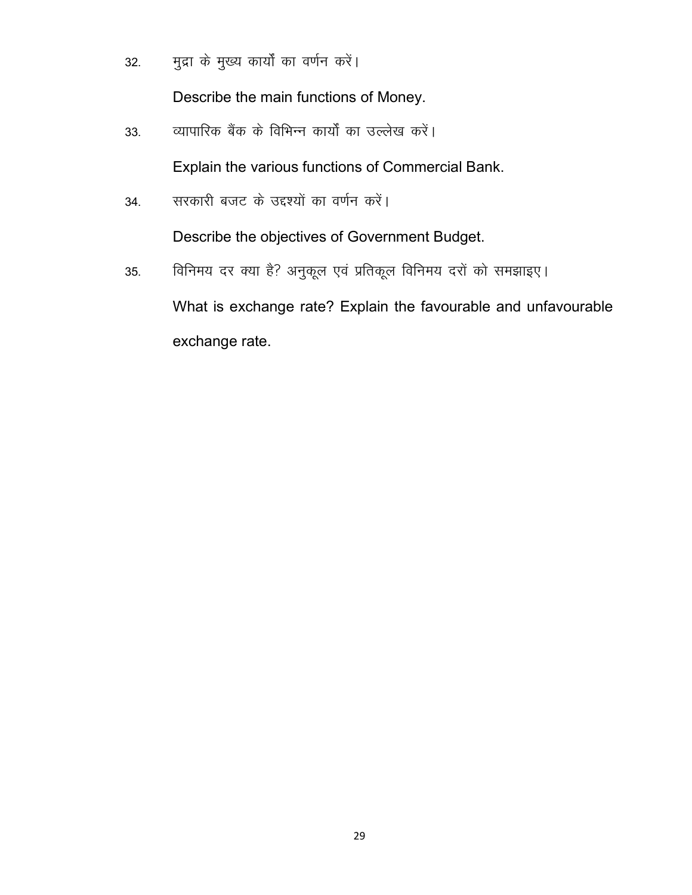32. मुद्रा के मुख्य कार्यों का वर्णन करें।

    Describe the main functions of Money.

33. व्यापारिक बैंक के विभिन्न कार्यों का उल्लेख करें।

    Explain the various functions of Commercial Bank.

34. सरकारी बजट के उद्दश्यों का वर्णन करें।

    Describe the objectives of Government Budget.

35. विनिमय दर क्या है? अनुकूल एवं प्रतिकूल विनिमय दरों को समझाइए।

    What is exchange rate? Explain the favourable and unfavourable exchange rate.